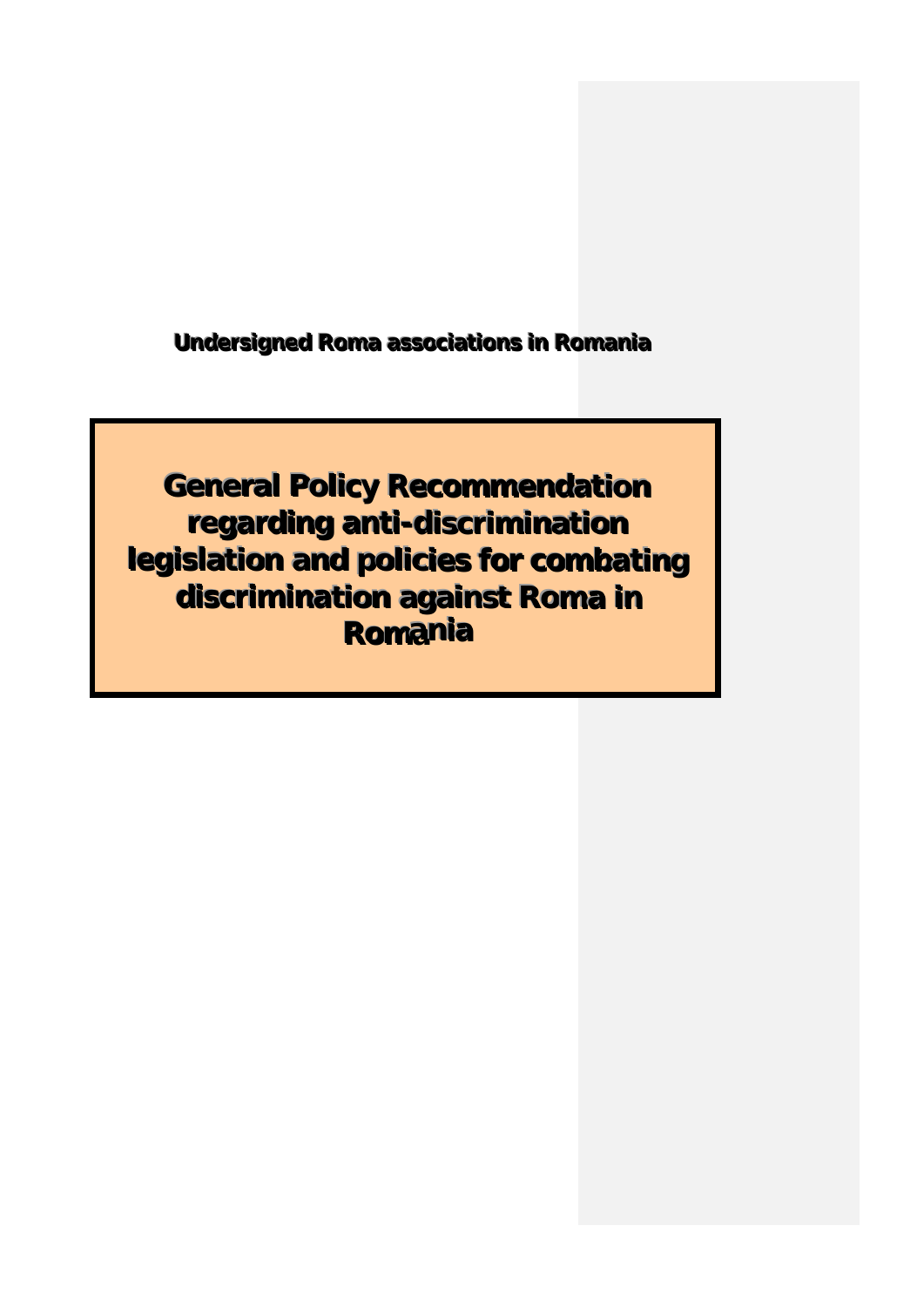**Undersigned Roma associations in Romania**

# General Policy Recommendation regarding anti-discrimination legislation and policies for combating discrimination against Roma in Romania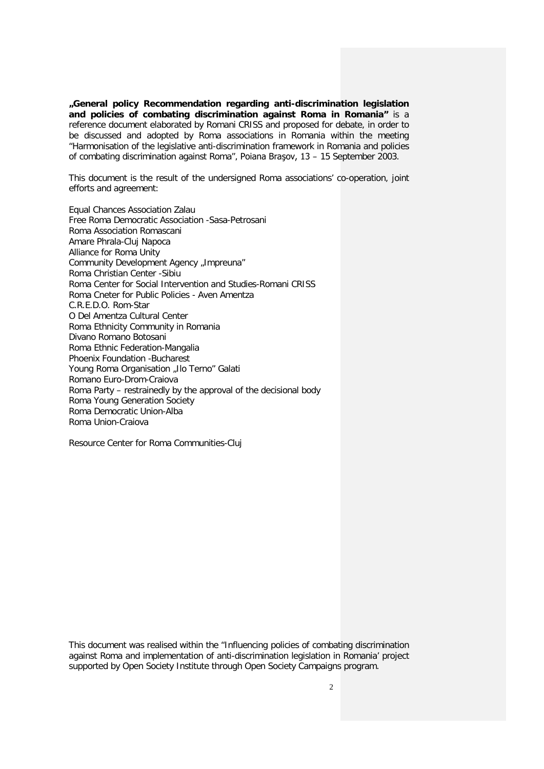**„General policy Recommendation regarding anti-discrimination legislation and policies of combating discrimination against Roma in Romania”** is a reference document elaborated by Romani CRISS and proposed for debate, in order to be discussed and adopted by Roma associations in Romania within the meeting “Harmonisation of the legislative anti-discrimination framework in Romania and policies of combating discrimination against Roma”, Poiana Braşov, 13 – 15 September 2003.

This document is the result of the undersigned Roma associations’ co-operation, joint efforts and agreement:

Equal Chances Association Zalau
Free Roma Democratic Association -Sasa-Petrosani
Roma Association Romascani
Amare Phrala-Cluj Napoca
Alliance for Roma Unity
Community Development Agency „Impreuna”
Roma Christian Center -Sibiu
Roma Center for Social Intervention and Studies-Romani CRISS
Roma Cneter for Public Policies - Aven Amentza
C.R.E.D.O. Rom-Star
O Del Amentza Cultural Center
Roma Ethnicity Community in Romania
Divano Romano Botosani
Roma Ethnic Federation-Mangalia
Phoenix Foundation -Bucharest
Young Roma Organisation „Ilo Terno” Galati
Romano Euro-Drom-Craiova
Roma Party – restrainedly by the approval of the decisional body
Roma Young Generation Society
Roma Democratic Union-Alba
Roma Union-Craiova

Resource Center for Roma Communities-Cluj

This document was realised within the “Influencing policies of combating discrimination against Roma and implementation of anti-discrimination legislation in Romania’ project supported by Open Society Institute through Open Society Campaigns program.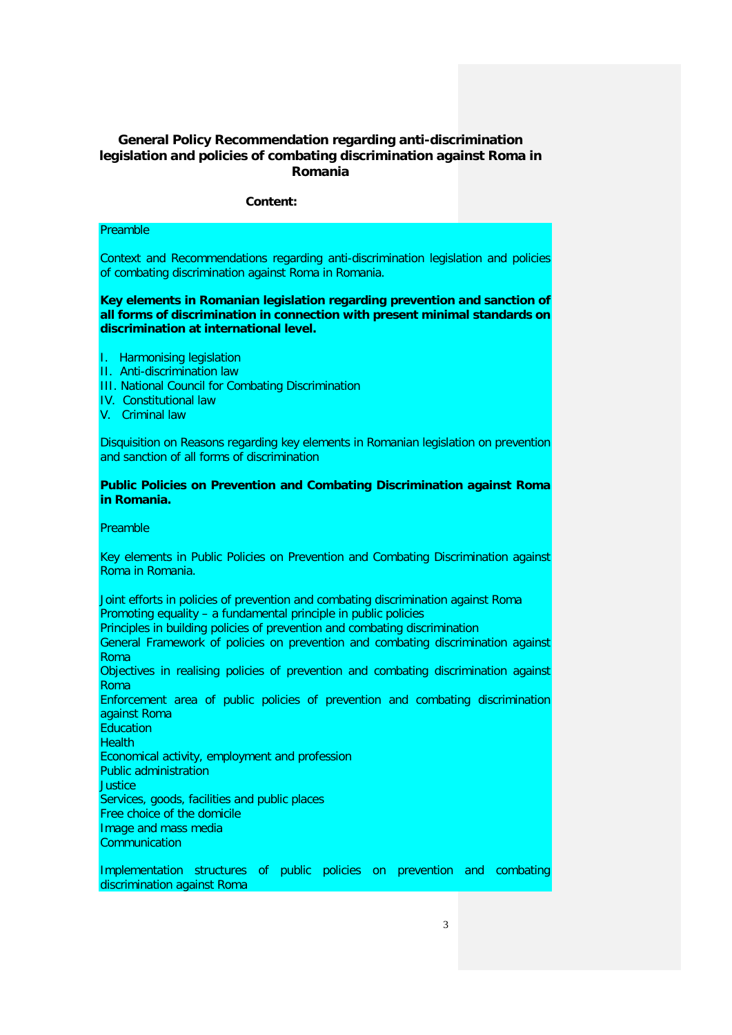# General Policy Recommendation regarding anti-discrimination legislation and policies of combating discrimination against Roma in Romania

**Content:**

Preamble

Context and Recommendations regarding anti-discrimination legislation and policies of combating discrimination against Roma in Romania.

**Key elements in Romanian legislation regarding prevention and sanction of all forms of discrimination in connection with present minimal standards on discrimination at international level.**

I. Harmonising legislation
II. Anti-discrimination law
III. National Council for Combating Discrimination
IV. Constitutional law
V. Criminal law

Disquisition on Reasons regarding key elements in Romanian legislation on prevention and sanction of all forms of discrimination

**Public Policies on Prevention and Combating Discrimination against Roma in Romania.**

Preamble

Key elements in Public Policies on Prevention and Combating Discrimination against Roma in Romania.

Joint efforts in policies of prevention and combating discrimination against Roma
Promoting equality – a fundamental principle in public policies
Principles in building policies of prevention and combating discrimination
General Framework of policies on prevention and combating discrimination against Roma
Objectives in realising policies of prevention and combating discrimination against Roma
Enforcement area of public policies of prevention and combating discrimination against Roma
Education
Health
Economical activity, employment and profession
Public administration
Justice
Services, goods, facilities and public places
Free choice of the domicile
Image and mass media
Communication

Implementation structures of public policies on prevention and combating discrimination against Roma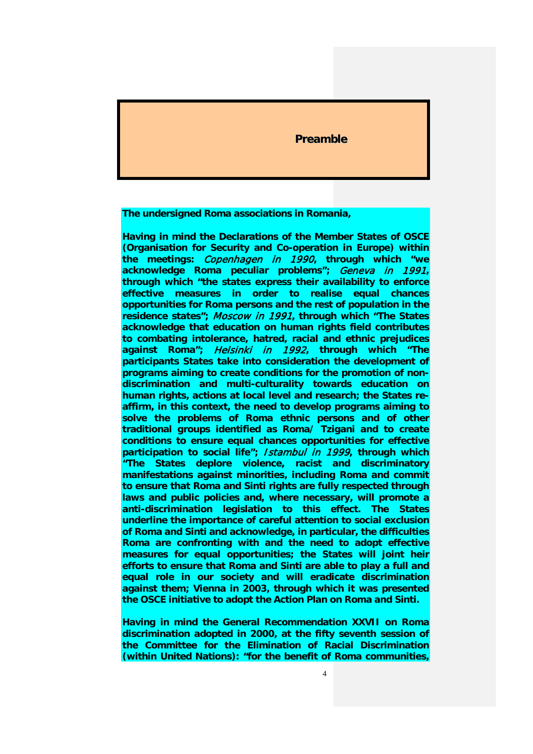# Preamble

**The undersigned Roma associations in Romania,**

**Having in mind the Declarations of the Member States of OSCE (Organisation for Security and Co-operation in Europe) within the meetings:** ***Copenhagen in 1990*****, through which "we acknowledge Roma peculiar problems";** ***Geneva in 1991*****, through which "the states express their availability to enforce effective measures in order to realise equal chances opportunities for Roma persons and the rest of population in the residence states";** ***Moscow in 1991*****, through which "The States acknowledge that education on human rights field contributes to combating intolerance, hatred, racial and ethnic prejudices against Roma";** ***Helsinki in 1992*****, through which "The participants States take into consideration the development of programs aiming to create conditions for the promotion of non-discrimination and multi-culturality towards education on human rights, actions at local level and research; the States re-affirm, in this context, the need to develop programs aiming to solve the problems of Roma ethnic persons and of other traditional groups identified as Roma/ Tzigani and to create conditions to ensure equal chances opportunities for effective participation to social life";** ***Istambul in 1999*****, through which "The States deplore violence, racist and discriminatory manifestations against minorities, including Roma and commit to ensure that Roma and Sinti rights are fully respected through laws and public policies and, where necessary, will promote a anti-discrimination legislation to this effect. The States underline the importance of careful attention to social exclusion of Roma and Sinti and acknowledge, in particular, the difficulties Roma are confronting with and the need to adopt effective measures for equal opportunities; the States will joint heir efforts to ensure that Roma and Sinti are able to play a full and equal role in our society and will eradicate discrimination against them; Vienna in 2003, through which it was presented the OSCE initiative to adopt the Action Plan on Roma and Sinti.**

**Having in mind the General Recommendation XXVII on Roma discrimination adopted in 2000, at the fifty seventh session of the Committee for the Elimination of Racial Discrimination (within United Nations): "for the benefit of Roma communities,**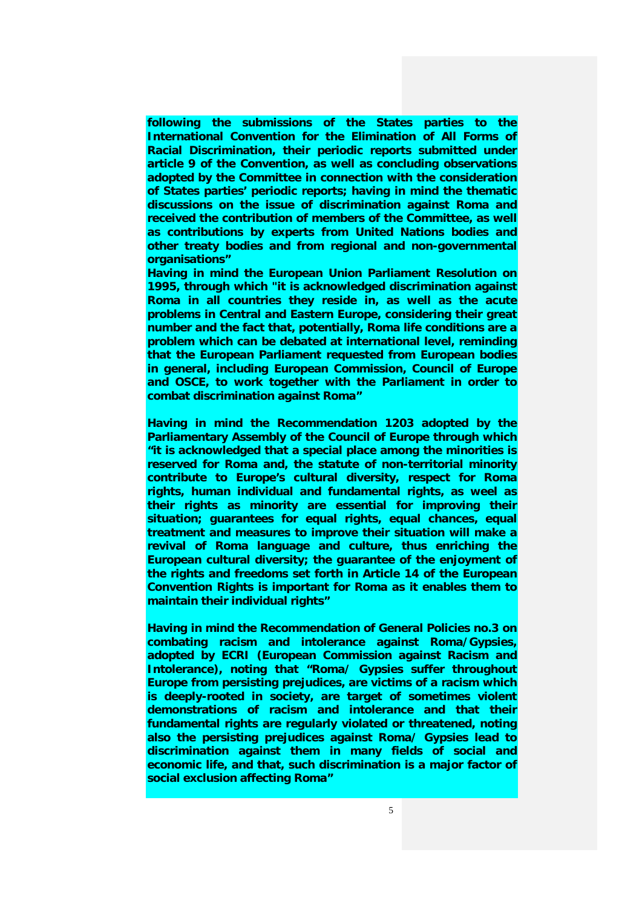**following the submissions of the States parties to the International Convention for the Elimination of All Forms of Racial Discrimination, their periodic reports submitted under article 9 of the Convention, as well as concluding observations adopted by the Committee in connection with the consideration of States parties' periodic reports; having in mind the thematic discussions on the issue of discrimination against Roma and received the contribution of members of the Committee, as well as contributions by experts from United Nations bodies and other treaty bodies and from regional and non-governmental organisations"**

**Having in mind the European Union Parliament Resolution on 1995, through which "it is acknowledged discrimination against Roma in all countries they reside in, as well as the acute problems in Central and Eastern Europe, considering their great number and the fact that, potentially, Roma life conditions are a problem which can be debated at international level, reminding that the European Parliament requested from European bodies in general, including European Commission, Council of Europe and OSCE, to work together with the Parliament in order to combat discrimination against Roma"**

**Having in mind the Recommendation 1203 adopted by the Parliamentary Assembly of the Council of Europe through which "it is acknowledged that a special place among the minorities is reserved for Roma and, the statute of non-territorial minority contribute to Europe's cultural diversity, respect for Roma rights, human individual and fundamental rights, as weel as their rights as minority are essential for improving their situation; guarantees for equal rights, equal chances, equal treatment and measures to improve their situation will make a revival of Roma language and culture, thus enriching the European cultural diversity; the guarantee of the enjoyment of the rights and freedoms set forth in Article 14 of the European Convention Rights is important for Roma as it enables them to maintain their individual rights"**

**Having in mind the Recommendation of General Policies no.3 on combating racism and intolerance against Roma/Gypsies, adopted by ECRI (European Commission against Racism and Intolerance), noting that "Roma/ Gypsies suffer throughout Europe from persisting prejudices, are victims of a racism which is deeply-rooted in society, are target of sometimes violent demonstrations of racism and intolerance and that their fundamental rights are regularly violated or threatened, noting also the persisting prejudices against Roma/ Gypsies lead to discrimination against them in many fields of social and economic life, and that, such discrimination is a major factor of social exclusion affecting Roma"**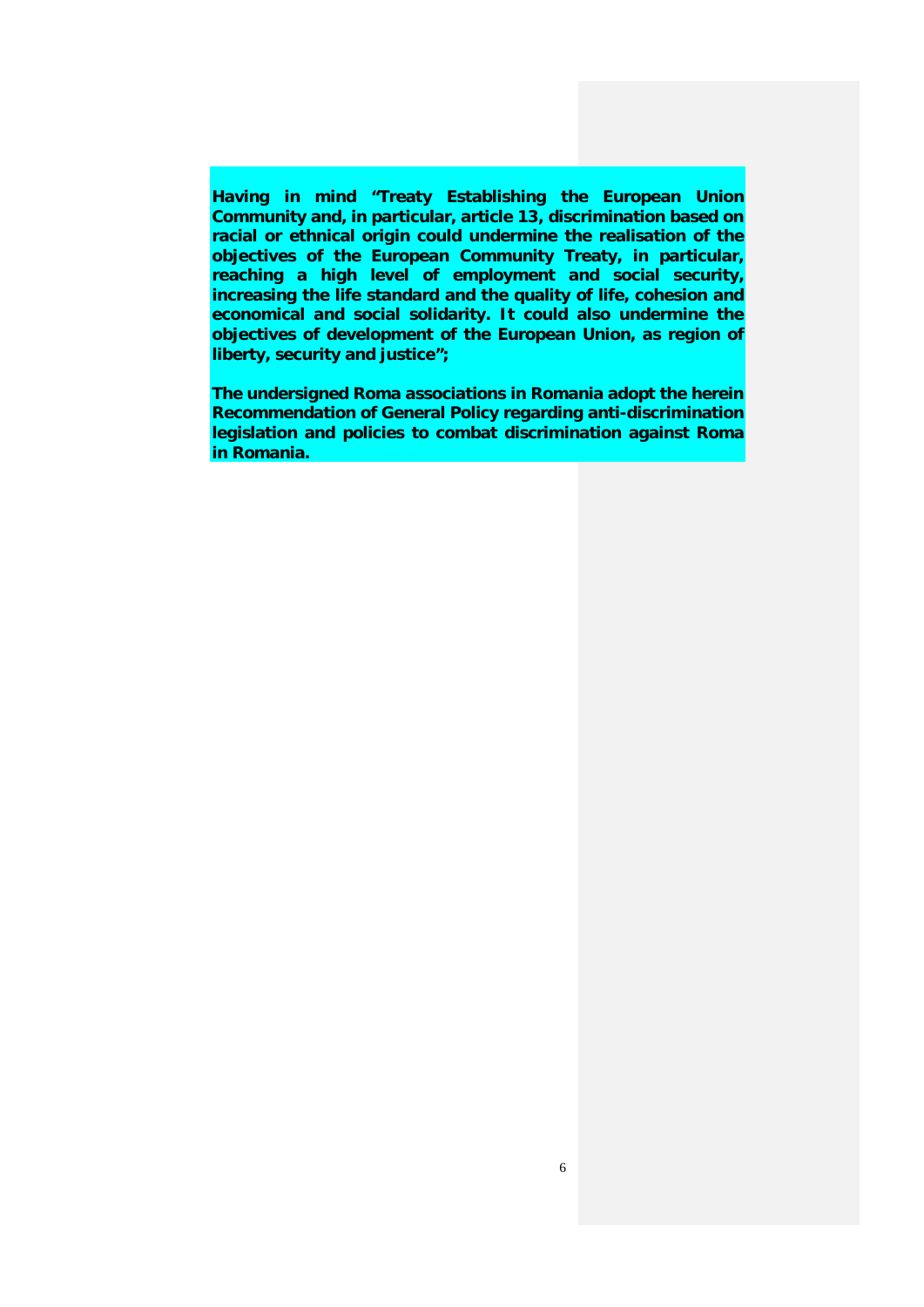**Having in mind "Treaty Establishing the European Union Community and, in particular, article 13, discrimination based on racial or ethnical origin could undermine the realisation of the objectives of the European Community Treaty, in particular, reaching a high level of employment and social security, increasing the life standard and the quality of life, cohesion and economical and social solidarity. It could also undermine the objectives of development of the European Union, as region of liberty, security and justice";**

**The undersigned Roma associations in Romania adopt the herein Recommendation of General Policy regarding anti-discrimination legislation and policies to combat discrimination against Roma in Romania.**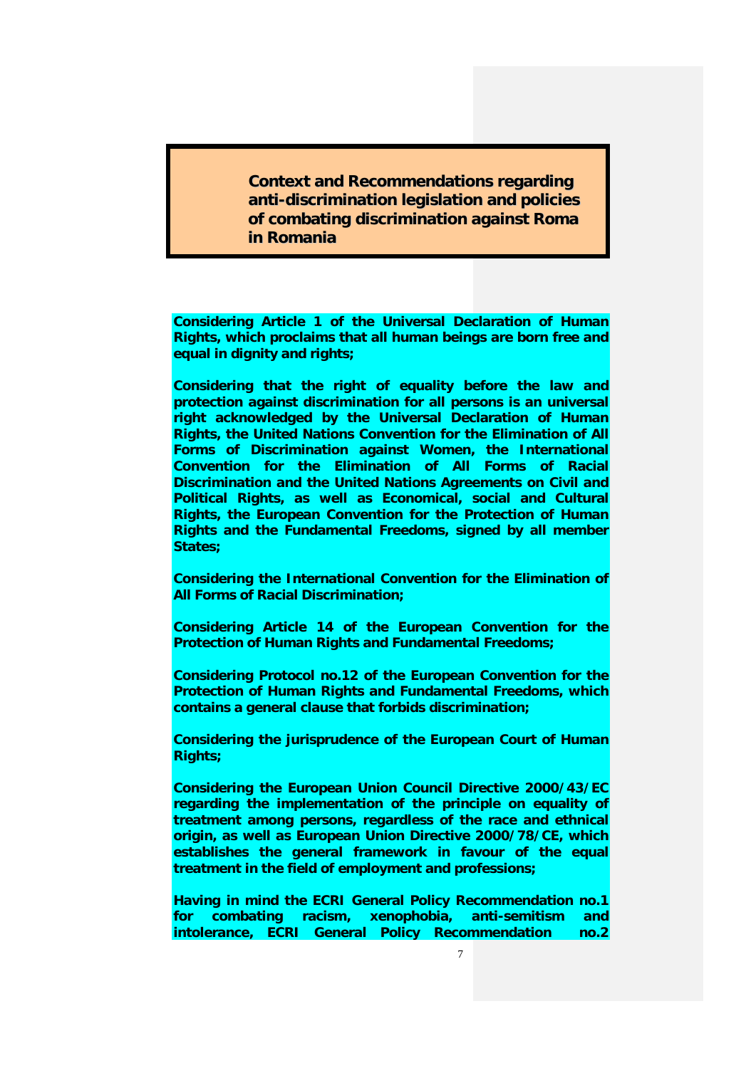# Context and Recommendations regarding anti-discrimination legislation and policies of combating discrimination against Roma in Romania

**Considering Article 1 of the Universal Declaration of Human Rights, which proclaims that all human beings are born free and equal in dignity and rights;**

**Considering that the right of equality before the law and protection against discrimination for all persons is an universal right acknowledged by the Universal Declaration of Human Rights, the United Nations Convention for the Elimination of All Forms of Discrimination against Women, the International Convention for the Elimination of All Forms of Racial Discrimination and the United Nations Agreements on Civil and Political Rights, as well as Economical, social and Cultural Rights, the European Convention for the Protection of Human Rights and the Fundamental Freedoms, signed by all member States;**

**Considering the International Convention for the Elimination of All Forms of Racial Discrimination;**

**Considering Article 14 of the European Convention for the Protection of Human Rights and Fundamental Freedoms;**

**Considering Protocol no.12 of the European Convention for the Protection of Human Rights and Fundamental Freedoms, which contains a general clause that forbids discrimination;**

**Considering the jurisprudence of the European Court of Human Rights;**

**Considering the European Union Council Directive 2000/43/EC regarding the implementation of the principle on equality of treatment among persons, regardless of the race and ethnical origin, as well as European Union Directive 2000/78/CE, which establishes the general framework in favour of the equal treatment in the field of employment and professions;**

**Having in mind the ECRI General Policy Recommendation no.1 for combating racism, xenophobia, anti-semitism and intolerance, ECRI General Policy Recommendation no.2**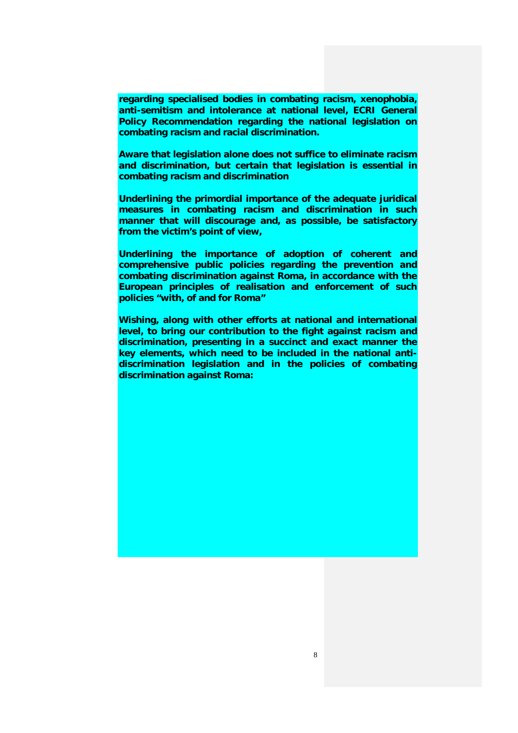**regarding specialised bodies in combating racism, xenophobia, anti-semitism and intolerance at national level, ECRI General Policy Recommendation regarding the national legislation on combating racism and racial discrimination.**

**Aware that legislation alone does not suffice to eliminate racism and discrimination, but certain that legislation is essential in combating racism and discrimination**

**Underlining the primordial importance of the adequate juridical measures in combating racism and discrimination in such manner that will discourage and, as possible, be satisfactory from the victim's point of view,**

**Underlining the importance of adoption of coherent and comprehensive public policies regarding the prevention and combating discrimination against Roma, in accordance with the European principles of realisation and enforcement of such policies "with, of and for Roma"**

**Wishing, along with other efforts at national and international level, to bring our contribution to the fight against racism and discrimination, presenting in a succinct and exact manner the key elements, which need to be included in the national anti-discrimination legislation and in the policies of combating discrimination against Roma:**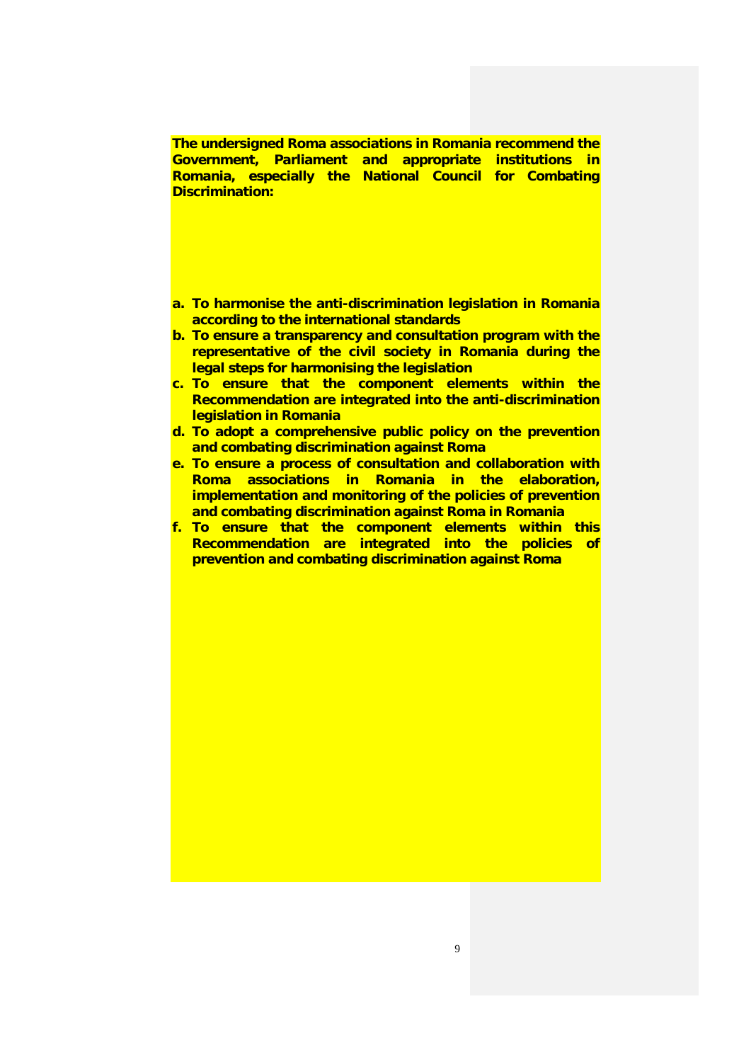**The undersigned Roma associations in Romania recommend the Government, Parliament and appropriate institutions in Romania, especially the National Council for Combating Discrimination:**

- **a. To harmonise the anti-discrimination legislation in Romania according to the international standards**
- **b. To ensure a transparency and consultation program with the representative of the civil society in Romania during the legal steps for harmonising the legislation**
- **c. To ensure that the component elements within the Recommendation are integrated into the anti-discrimination legislation in Romania**
- **d. To adopt a comprehensive public policy on the prevention and combating discrimination against Roma**
- **e. To ensure a process of consultation and collaboration with Roma associations in Romania in the elaboration, implementation and monitoring of the policies of prevention and combating discrimination against Roma in Romania**
- **f. To ensure that the component elements within this Recommendation are integrated into the policies of prevention and combating discrimination against Roma**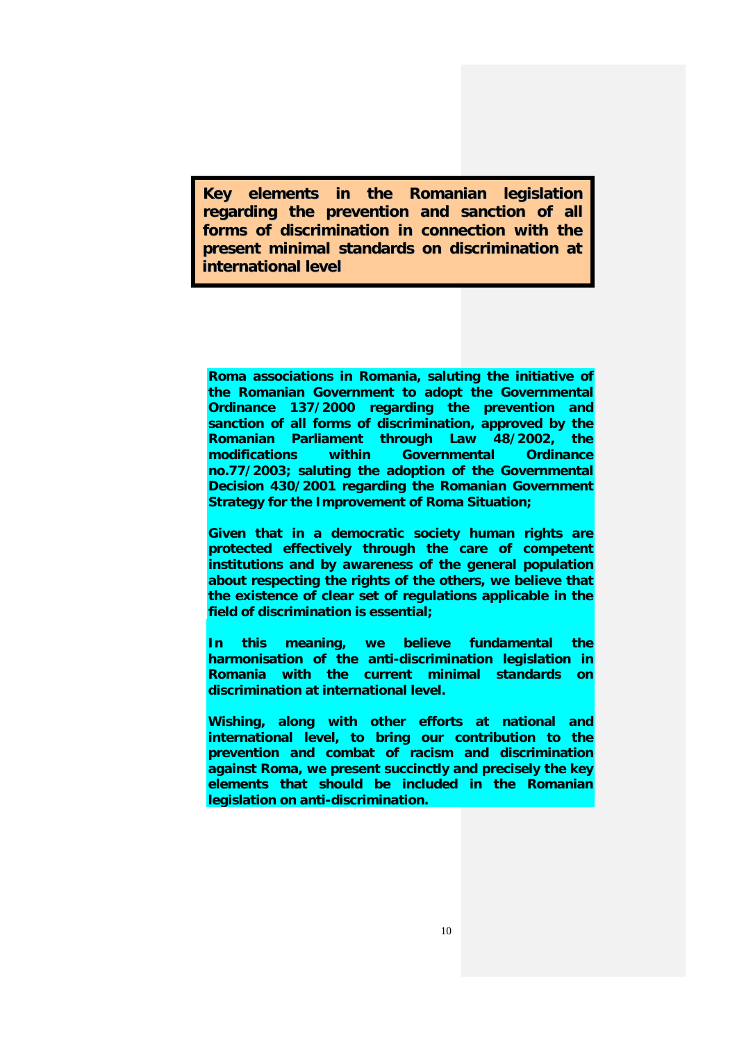# Key elements in the Romanian legislation regarding the prevention and sanction of all forms of discrimination in connection with the present minimal standards on discrimination at international level

**Roma associations in Romania, saluting the initiative of the Romanian Government to adopt the Governmental Ordinance 137/2000 regarding the prevention and sanction of all forms of discrimination, approved by the Romanian Parliament through Law 48/2002, the modifications within Governmental Ordinance no.77/2003; saluting the adoption of the Governmental Decision 430/2001 regarding the Romanian Government Strategy for the Improvement of Roma Situation;**

**Given that in a democratic society human rights are protected effectively through the care of competent institutions and by awareness of the general population about respecting the rights of the others, we believe that the existence of clear set of regulations applicable in the field of discrimination is essential;**

**In this meaning, we believe fundamental the harmonisation of the anti-discrimination legislation in Romania with the current minimal standards on discrimination at international level.**

**Wishing, along with other efforts at national and international level, to bring our contribution to the prevention and combat of racism and discrimination against Roma, we present succinctly and precisely the key elements that should be included in the Romanian legislation on anti-discrimination.**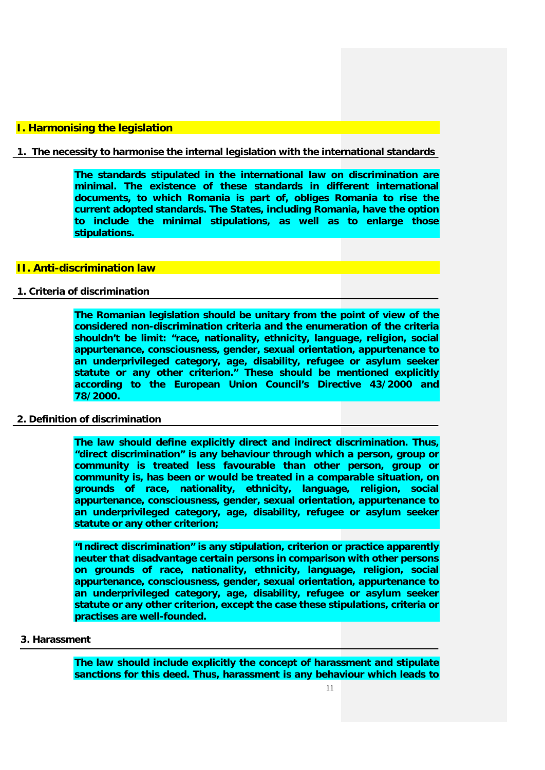# I. Harmonising the legislation

## 1. The necessity to harmonise the internal legislation with the international standards

**The standards stipulated in the international law on discrimination are minimal. The existence of these standards in different international documents, to which Romania is part of, obliges Romania to rise the current adopted standards. The States, including Romania, have the option to include the minimal stipulations, as well as to enlarge those stipulations.**

# II. Anti-discrimination law

## 1. Criteria of discrimination

**The Romanian legislation should be unitary from the point of view of the considered non-discrimination criteria and the enumeration of the criteria shouldn't be limit: "race, nationality, ethnicity, language, religion, social appurtenance, consciousness, gender, sexual orientation, appurtenance to an underprivileged category, age, disability, refugee or asylum seeker statute or any other criterion." These should be mentioned explicitly according to the European Union Council's Directive 43/2000 and 78/2000.**

## 2. Definition of discrimination

**The law should define explicitly direct and indirect discrimination. Thus, "direct discrimination" is any behaviour through which a person, group or community is treated less favourable than other person, group or community is, has been or would be treated in a comparable situation, on grounds of race, nationality, ethnicity, language, religion, social appurtenance, consciousness, gender, sexual orientation, appurtenance to an underprivileged category, age, disability, refugee or asylum seeker statute or any other criterion;**

**"Indirect discrimination" is any stipulation, criterion or practice apparently neuter that disadvantage certain persons in comparison with other persons on grounds of race, nationality, ethnicity, language, religion, social appurtenance, consciousness, gender, sexual orientation, appurtenance to an underprivileged category, age, disability, refugee or asylum seeker statute or any other criterion, except the case these stipulations, criteria or practises are well-founded.**

## 3. Harassment

**The law should include explicitly the concept of harassment and stipulate sanctions for this deed. Thus, harassment is any behaviour which leads to**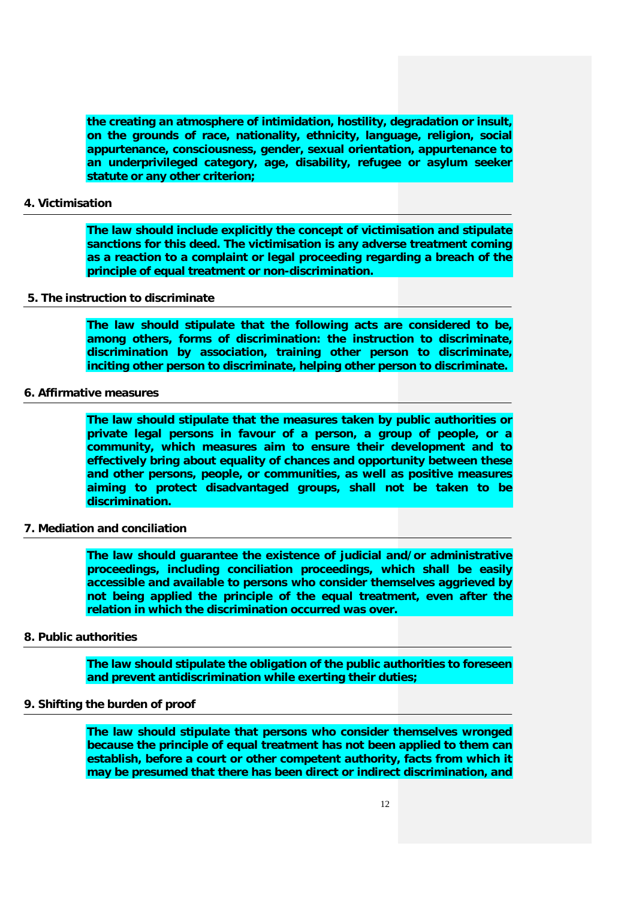**the creating an atmosphere of intimidation, hostility, degradation or insult, on the grounds of race, nationality, ethnicity, language, religion, social appurtenance, consciousness, gender, sexual orientation, appurtenance to an underprivileged category, age, disability, refugee or asylum seeker statute or any other criterion;**

### 4. Victimisation

**The law should include explicitly the concept of victimisation and stipulate sanctions for this deed. The victimisation is any adverse treatment coming as a reaction to a complaint or legal proceeding regarding a breach of the principle of equal treatment or non-discrimination.**

### 5. The instruction to discriminate

**The law should stipulate that the following acts are considered to be, among others, forms of discrimination: the instruction to discriminate, discrimination by association, training other person to discriminate, inciting other person to discriminate, helping other person to discriminate.**

### 6. Affirmative measures

**The law should stipulate that the measures taken by public authorities or private legal persons in favour of a person, a group of people, or a community, which measures aim to ensure their development and to effectively bring about equality of chances and opportunity between these and other persons, people, or communities, as well as positive measures aiming to protect disadvantaged groups, shall not be taken to be discrimination.**

### 7. Mediation and conciliation

**The law should guarantee the existence of judicial and/or administrative proceedings, including conciliation proceedings, which shall be easily accessible and available to persons who consider themselves aggrieved by not being applied the principle of the equal treatment, even after the relation in which the discrimination occurred was over.**

### 8. Public authorities

**The law should stipulate the obligation of the public authorities to foreseen and prevent antidiscrimination while exerting their duties;**

### 9. Shifting the burden of proof

**The law should stipulate that persons who consider themselves wronged because the principle of equal treatment has not been applied to them can establish, before a court or other competent authority, facts from which it may be presumed that there has been direct or indirect discrimination, and**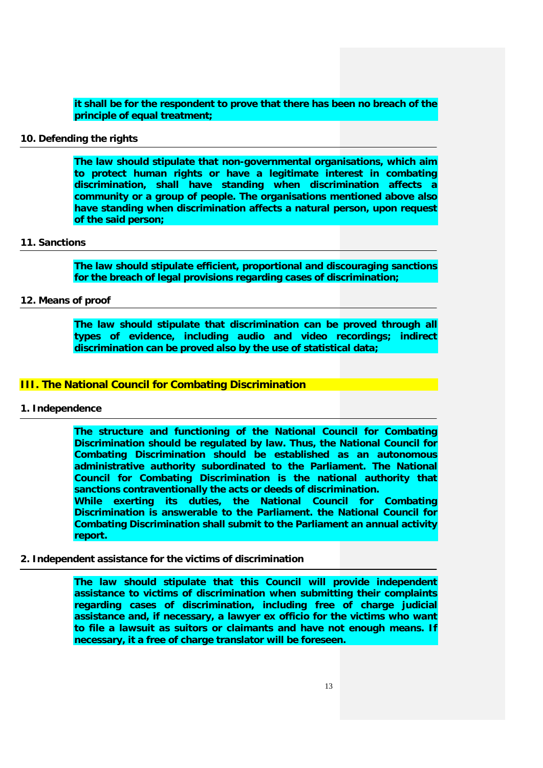**it shall be for the respondent to prove that there has been no breach of the principle of equal treatment;**

**10. Defending the rights**

**The law should stipulate that non-governmental organisations, which aim to protect human rights or have a legitimate interest in combating discrimination, shall have standing when discrimination affects a community or a group of people. The organisations mentioned above also have standing when discrimination affects a natural person, upon request of the said person;**

**11. Sanctions**

**The law should stipulate efficient, proportional and discouraging sanctions for the breach of legal provisions regarding cases of discrimination;**

**12. Means of proof**

**The law should stipulate that discrimination can be proved through all types of evidence, including audio and video recordings; indirect discrimination can be proved also by the use of statistical data;**

## III. The National Council for Combating Discrimination

**1. Independence**

**The structure and functioning of the National Council for Combating Discrimination should be regulated by law. Thus, the National Council for Combating Discrimination should be established as an autonomous administrative authority subordinated to the Parliament. The National Council for Combating Discrimination is the national authority that sanctions contraventionally the acts or deeds of discrimination.**
**While exerting its duties, the National Council for Combating Discrimination is answerable to the Parliament. the National Council for Combating Discrimination shall submit to the Parliament an annual activity report.**

**2. Independent assistance for the victims of discrimination**

**The law should stipulate that this Council will provide independent assistance to victims of discrimination when submitting their complaints regarding cases of discrimination, including free of charge judicial assistance and, if necessary, a lawyer ex officio for the victims who want to file a lawsuit as suitors or claimants and have not enough means. If necessary, it a free of charge translator will be foreseen.**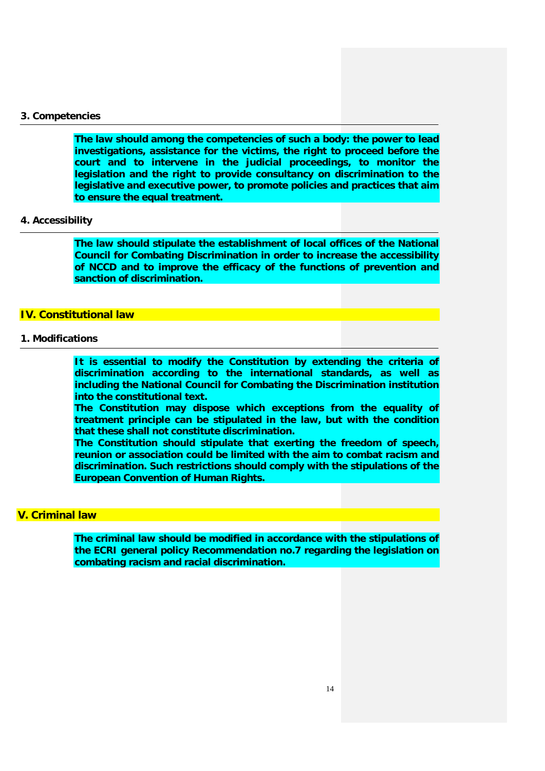### 3. Competencies

**The law should among the competencies of such a body: the power to lead investigations, assistance for the victims, the right to proceed before the court and to intervene in the judicial proceedings, to monitor the legislation and the right to provide consultancy on discrimination to the legislative and executive power, to promote policies and practices that aim to ensure the equal treatment.**

### 4. Accessibility

**The law should stipulate the establishment of local offices of the National Council for Combating Discrimination in order to increase the accessibility of NCCD and to improve the efficacy of the functions of prevention and sanction of discrimination.**

## IV. Constitutional law

### 1. Modifications

**It is essential to modify the Constitution by extending the criteria of discrimination according to the international standards, as well as including the National Council for Combating the Discrimination institution into the constitutional text.**

**The Constitution may dispose which exceptions from the equality of treatment principle can be stipulated in the law, but with the condition that these shall not constitute discrimination.**

**The Constitution should stipulate that exerting the freedom of speech, reunion or association could be limited with the aim to combat racism and discrimination. Such restrictions should comply with the stipulations of the European Convention of Human Rights.**

## V. Criminal law

**The criminal law should be modified in accordance with the stipulations of the ECRI general policy Recommendation no.7 regarding the legislation on combating racism and racial discrimination.**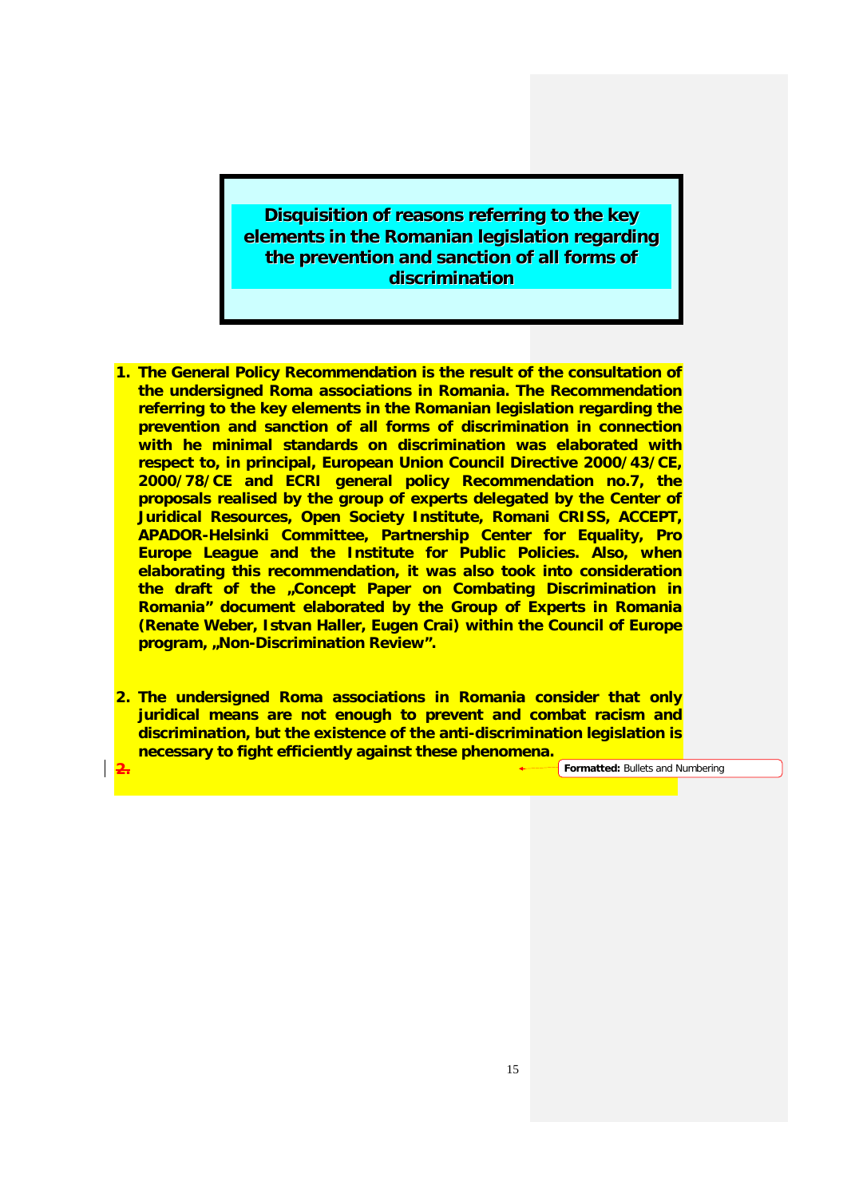# Disquisition of reasons referring to the key elements in the Romanian legislation regarding the prevention and sanction of all forms of discrimination

1. **The General Policy Recommendation is the result of the consultation of the undersigned Roma associations in Romania. The Recommendation referring to the key elements in the Romanian legislation regarding the prevention and sanction of all forms of discrimination in connection with he minimal standards on discrimination was elaborated with respect to, in principal, European Union Council Directive 2000/43/CE, 2000/78/CE and ECRI general policy Recommendation no.7, the proposals realised by the group of experts delegated by the Center of Juridical Resources, Open Society Institute, Romani CRISS, ACCEPT, APADOR-Helsinki Committee, Partnership Center for Equality, Pro Europe League and the Institute for Public Policies. Also, when elaborating this recommendation, it was also took into consideration the draft of the „Concept Paper on Combating Discrimination in Romania" document elaborated by the Group of Experts in Romania (Renate Weber, Istvan Haller, Eugen Crai) within the Council of Europe program, „Non-Discrimination Review".**

2. **The undersigned Roma associations in Romania consider that only juridical means are not enough to prevent and combat racism and discrimination, but the existence of the anti-discrimination legislation is necessary to fight efficiently against these phenomena.**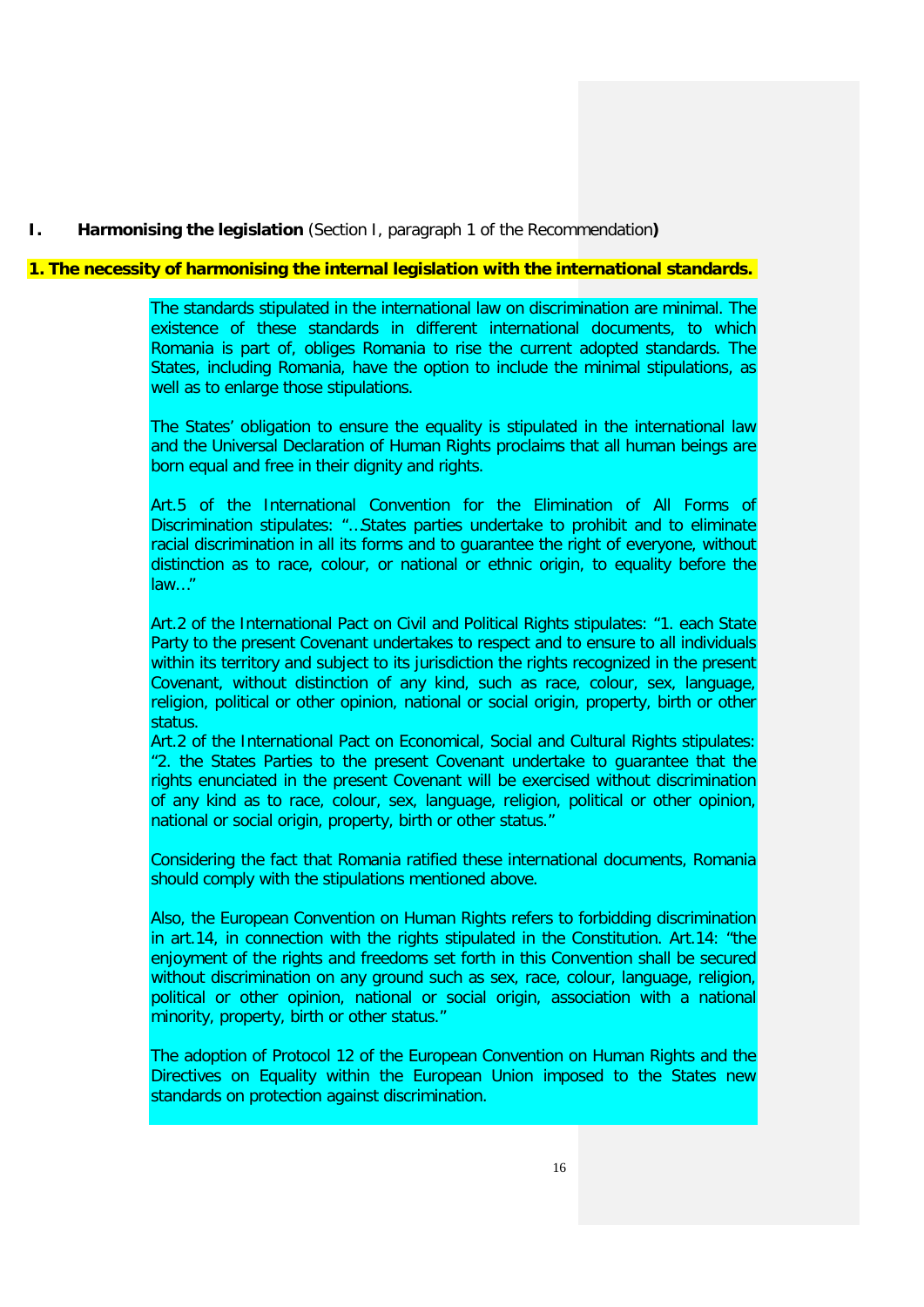# I. Harmonising the legislation (Section I, paragraph 1 of the Recommendation)

## 1. The necessity of harmonising the internal legislation with the international standards.

The standards stipulated in the international law on discrimination are minimal. The existence of these standards in different international documents, to which Romania is part of, obliges Romania to rise the current adopted standards. The States, including Romania, have the option to include the minimal stipulations, as well as to enlarge those stipulations.

The States' obligation to ensure the equality is stipulated in the international law and the Universal Declaration of Human Rights proclaims that all human beings are born equal and free in their dignity and rights.

Art.5 of the International Convention for the Elimination of All Forms of Discrimination stipulates: "…States parties undertake to prohibit and to eliminate racial discrimination in all its forms and to guarantee the right of everyone, without distinction as to race, colour, or national or ethnic origin, to equality before the law…"

Art.2 of the International Pact on Civil and Political Rights stipulates: "1. each State Party to the present Covenant undertakes to respect and to ensure to all individuals within its territory and subject to its jurisdiction the rights recognized in the present Covenant, without distinction of any kind, such as race, colour, sex, language, religion, political or other opinion, national or social origin, property, birth or other status.

Art.2 of the International Pact on Economical, Social and Cultural Rights stipulates: "2. the States Parties to the present Covenant undertake to guarantee that the rights enunciated in the present Covenant will be exercised without discrimination of any kind as to race, colour, sex, language, religion, political or other opinion, national or social origin, property, birth or other status."

Considering the fact that Romania ratified these international documents, Romania should comply with the stipulations mentioned above.

Also, the European Convention on Human Rights refers to forbidding discrimination in art.14, in connection with the rights stipulated in the Constitution. Art.14: "the enjoyment of the rights and freedoms set forth in this Convention shall be secured without discrimination on any ground such as sex, race, colour, language, religion, political or other opinion, national or social origin, association with a national minority, property, birth or other status."

The adoption of Protocol 12 of the European Convention on Human Rights and the Directives on Equality within the European Union imposed to the States new standards on protection against discrimination.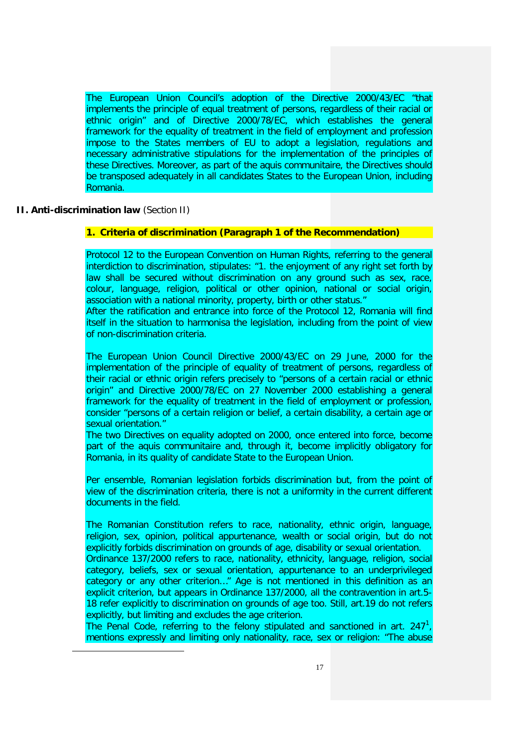The European Union Council's adoption of the Directive 2000/43/EC "that implements the principle of equal treatment of persons, regardless of their racial or ethnic origin" and of Directive 2000/78/EC, which establishes the general framework for the equality of treatment in the field of employment and profession impose to the States members of EU to adopt a legislation, regulations and necessary administrative stipulations for the implementation of the principles of these Directives. Moreover, as part of the aquis communitaire, the Directives should be transposed adequately in all candidates States to the European Union, including Romania.

## II. Anti-discrimination law (Section II)

### 1. Criteria of discrimination (Paragraph 1 of the Recommendation)

Protocol 12 to the European Convention on Human Rights, referring to the general interdiction to discrimination, stipulates: "1. the enjoyment of any right set forth by law shall be secured without discrimination on any ground such as sex, race, colour, language, religion, political or other opinion, national or social origin, association with a national minority, property, birth or other status."

After the ratification and entrance into force of the Protocol 12, Romania will find itself in the situation to harmonisa the legislation, including from the point of view of non-discrimination criteria.

The European Union Council Directive 2000/43/EC on 29 June, 2000 for the implementation of the principle of equality of treatment of persons, regardless of their racial or ethnic origin refers precisely to "persons of a certain racial or ethnic origin" and Directive 2000/78/EC on 27 November 2000 establishing a general framework for the equality of treatment in the field of employment or profession, consider "persons of a certain religion or belief, a certain disability, a certain age or sexual orientation."

The two Directives on equality adopted on 2000, once entered into force, become part of the aquis communitaire and, through it, become implicitly obligatory for Romania, in its quality of candidate State to the European Union.

Per ensemble, Romanian legislation forbids discrimination but, from the point of view of the discrimination criteria, there is not a uniformity in the current different documents in the field.

The Romanian Constitution refers to race, nationality, ethnic origin, language, religion, sex, opinion, political appurtenance, wealth or social origin, but do not explicitly forbids discrimination on grounds of age, disability or sexual orientation.

Ordinance 137/2000 refers to race, nationality, ethnicity, language, religion, social category, beliefs, sex or sexual orientation, appurtenance to an underprivileged category or any other criterion..." Age is not mentioned in this definition as an explicit criterion, but appears in Ordinance 137/2000, all the contravention in art.5-18 refer explicitly to discrimination on grounds of age too. Still, art.19 do not refers explicitly, but limiting and excludes the age criterion.

The Penal Code, referring to the felony stipulated and sanctioned in art. 247[1], mentions expressly and limiting only nationality, race, sex or religion: "The abuse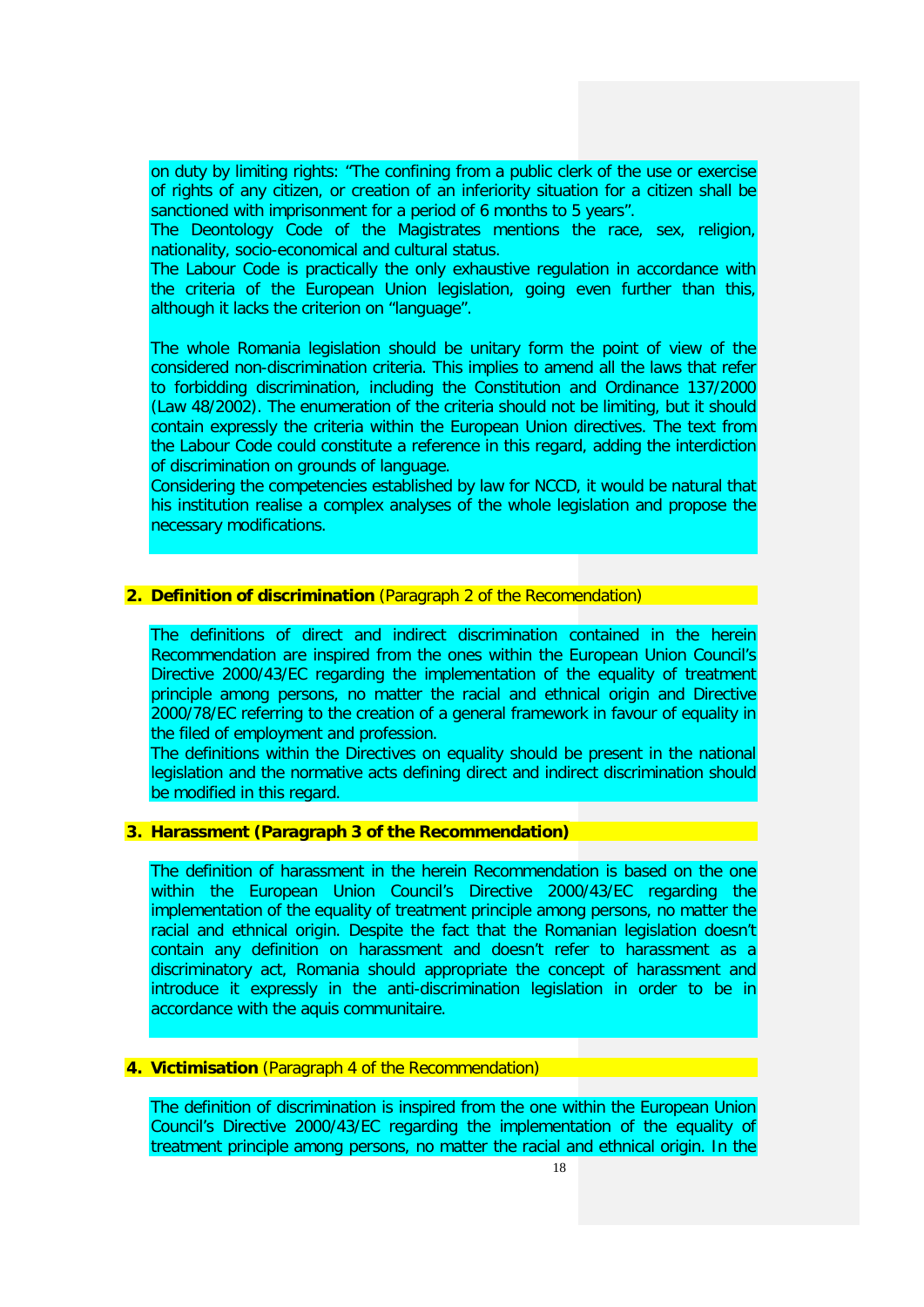on duty by limiting rights: “The confining from a public clerk of the use or exercise of rights of any citizen, or creation of an inferiority situation for a citizen shall be sanctioned with imprisonment for a period of 6 months to 5 years”.
The Deontology Code of the Magistrates mentions the race, sex, religion, nationality, socio-economical and cultural status.
The Labour Code is practically the only exhaustive regulation in accordance with the criteria of the European Union legislation, going even further than this, although it lacks the criterion on “language”.

The whole Romania legislation should be unitary form the point of view of the considered non-discrimination criteria. This implies to amend all the laws that refer to forbidding discrimination, including the Constitution and Ordinance 137/2000 (Law 48/2002). The enumeration of the criteria should not be limiting, but it should contain expressly the criteria within the European Union directives. The text from the Labour Code could constitute a reference in this regard, adding the interdiction of discrimination on grounds of language.
Considering the competencies established by law for NCCD, it would be natural that his institution realise a complex analyses of the whole legislation and propose the necessary modifications.

## 2. **Definition of discrimination** (Paragraph 2 of the Recomendation)

The definitions of direct and indirect discrimination contained in the herein Recommendation are inspired from the ones within the European Union Council’s Directive 2000/43/EC regarding the implementation of the equality of treatment principle among persons, no matter the racial and ethnical origin and Directive 2000/78/EC referring to the creation of a general framework in favour of equality in the filed of employment and profession.
The definitions within the Directives on equality should be present in the national legislation and the normative acts defining direct and indirect discrimination should be modified in this regard.

## 3. **Harassment (Paragraph 3 of the Recommendation)**

The definition of harassment in the herein Recommendation is based on the one within the European Union Council’s Directive 2000/43/EC regarding the implementation of the equality of treatment principle among persons, no matter the racial and ethnical origin. Despite the fact that the Romanian legislation doesn’t contain any definition on harassment and doesn’t refer to harassment as a discriminatory act, Romania should appropriate the concept of harassment and introduce it expressly in the anti-discrimination legislation in order to be in accordance with the aquis communitaire.

## 4. **Victimisation** (Paragraph 4 of the Recommendation)

The definition of discrimination is inspired from the one within the European Union Council’s Directive 2000/43/EC regarding the implementation of the equality of treatment principle among persons, no matter the racial and ethnical origin. In the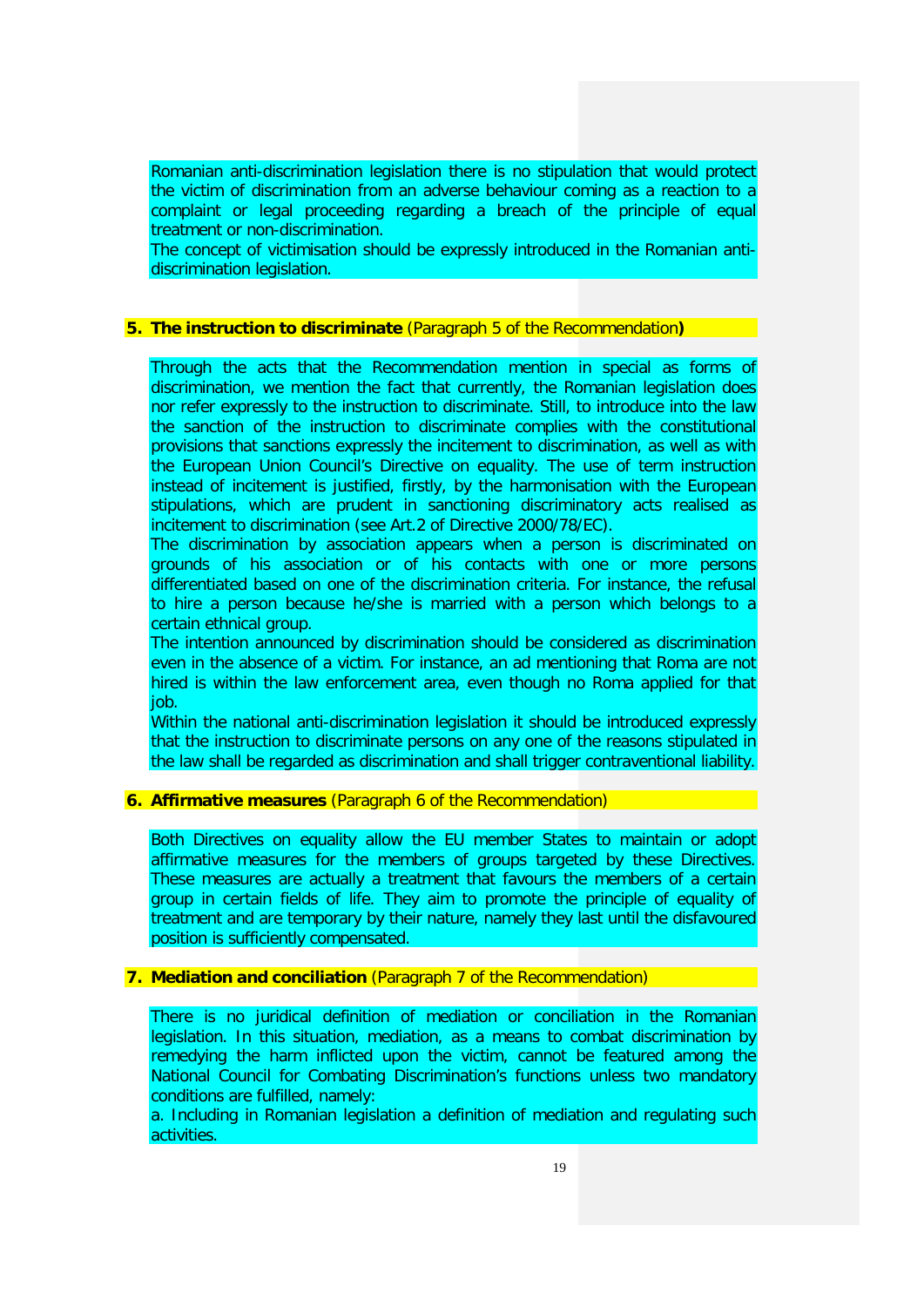Romanian anti-discrimination legislation there is no stipulation that would protect the victim of discrimination from an adverse behaviour coming as a reaction to a complaint or legal proceeding regarding a breach of the principle of equal treatment or non-discrimination.

The concept of victimisation should be expressly introduced in the Romanian anti-discrimination legislation.

## 5. The instruction to discriminate (Paragraph 5 of the Recommendation)

Through the acts that the Recommendation mention in special as forms of discrimination, we mention the fact that currently, the Romanian legislation does nor refer expressly to the instruction to discriminate. Still, to introduce into the law the sanction of the instruction to discriminate complies with the constitutional provisions that sanctions expressly the incitement to discrimination, as well as with the European Union Council's Directive on equality. The use of term instruction instead of incitement is justified, firstly, by the harmonisation with the European stipulations, which are prudent in sanctioning discriminatory acts realised as incitement to discrimination (see Art.2 of Directive 2000/78/EC).

The discrimination by association appears when a person is discriminated on grounds of his association or of his contacts with one or more persons differentiated based on one of the discrimination criteria. For instance, the refusal to hire a person because he/she is married with a person which belongs to a certain ethnical group.

The intention announced by discrimination should be considered as discrimination even in the absence of a victim. For instance, an ad mentioning that Roma are not hired is within the law enforcement area, even though no Roma applied for that job.

Within the national anti-discrimination legislation it should be introduced expressly that the instruction to discriminate persons on any one of the reasons stipulated in the law shall be regarded as discrimination and shall trigger contraventional liability.

## 6. Affirmative measures (Paragraph 6 of the Recommendation)

Both Directives on equality allow the EU member States to maintain or adopt affirmative measures for the members of groups targeted by these Directives. These measures are actually a treatment that favours the members of a certain group in certain fields of life. They aim to promote the principle of equality of treatment and are temporary by their nature, namely they last until the disfavoured position is sufficiently compensated.

## 7. Mediation and conciliation (Paragraph 7 of the Recommendation)

There is no juridical definition of mediation or conciliation in the Romanian legislation. In this situation, mediation, as a means to combat discrimination by remedying the harm inflicted upon the victim, cannot be featured among the National Council for Combating Discrimination's functions unless two mandatory conditions are fulfilled, namely:

a. Including in Romanian legislation a definition of mediation and regulating such activities.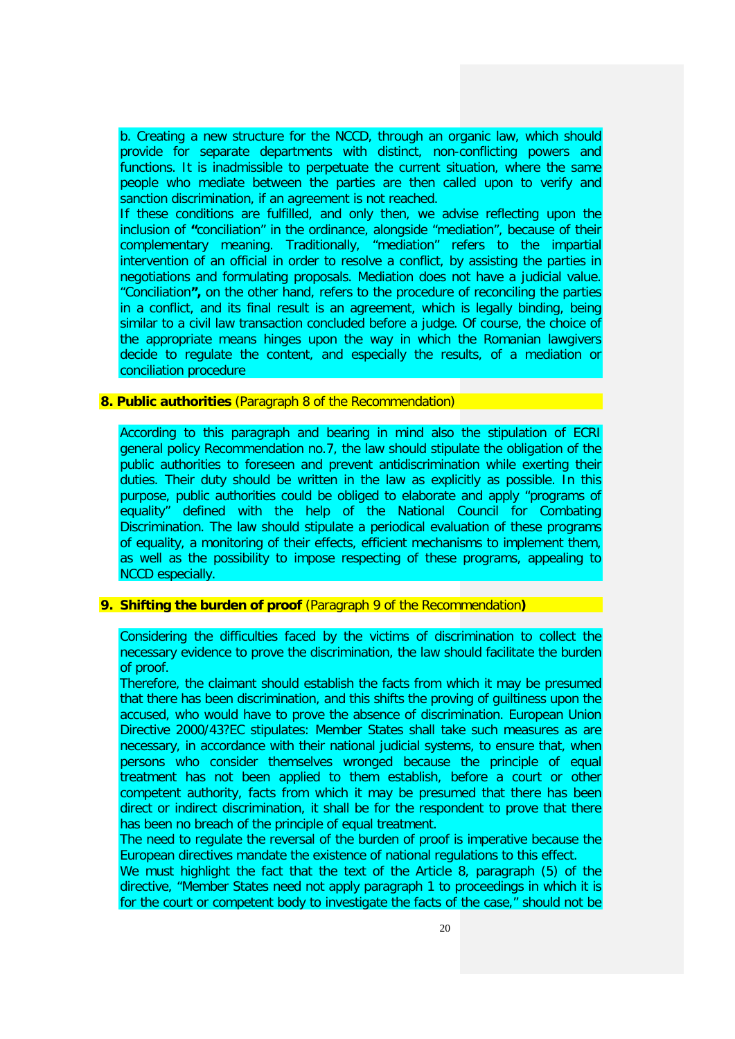b. Creating a new structure for the NCCD, through an organic law, which should provide for separate departments with distinct, non-conflicting powers and functions. It is inadmissible to perpetuate the current situation, where the same people who mediate between the parties are then called upon to verify and sanction discrimination, if an agreement is not reached.

If these conditions are fulfilled, and only then, we advise reflecting upon the inclusion of **"**conciliation" in the ordinance, alongside "mediation", because of their complementary meaning. Traditionally, "mediation" refers to the impartial intervention of an official in order to resolve a conflict, by assisting the parties in negotiations and formulating proposals. Mediation does not have a judicial value. "Conciliation**",** on the other hand, refers to the procedure of reconciling the parties in a conflict, and its final result is an agreement, which is legally binding, being similar to a civil law transaction concluded before a judge. Of course, the choice of the appropriate means hinges upon the way in which the Romanian lawgivers decide to regulate the content, and especially the results, of a mediation or conciliation procedure

**8. Public authorities** (Paragraph 8 of the Recommendation)

According to this paragraph and bearing in mind also the stipulation of ECRI general policy Recommendation no.7, the law should stipulate the obligation of the public authorities to foreseen and prevent antidiscrimination while exerting their duties. Their duty should be written in the law as explicitly as possible. In this purpose, public authorities could be obliged to elaborate and apply "programs of equality" defined with the help of the National Council for Combating Discrimination. The law should stipulate a periodical evaluation of these programs of equality, a monitoring of their effects, efficient mechanisms to implement them, as well as the possibility to impose respecting of these programs, appealing to NCCD especially.

**9. Shifting the burden of proof** (Paragraph 9 of the Recommendation**)**

Considering the difficulties faced by the victims of discrimination to collect the necessary evidence to prove the discrimination, the law should facilitate the burden of proof.

Therefore, the claimant should establish the facts from which it may be presumed that there has been discrimination, and this shifts the proving of guiltiness upon the accused, who would have to prove the absence of discrimination. European Union Directive 2000/43?EC stipulates: Member States shall take such measures as are necessary, in accordance with their national judicial systems, to ensure that, when persons who consider themselves wronged because the principle of equal treatment has not been applied to them establish, before a court or other competent authority, facts from which it may be presumed that there has been direct or indirect discrimination, it shall be for the respondent to prove that there has been no breach of the principle of equal treatment.

The need to regulate the reversal of the burden of proof is imperative because the European directives mandate the existence of national regulations to this effect.

We must highlight the fact that the text of the Article 8, paragraph (5) of the directive, "Member States need not apply paragraph 1 to proceedings in which it is for the court or competent body to investigate the facts of the case," should not be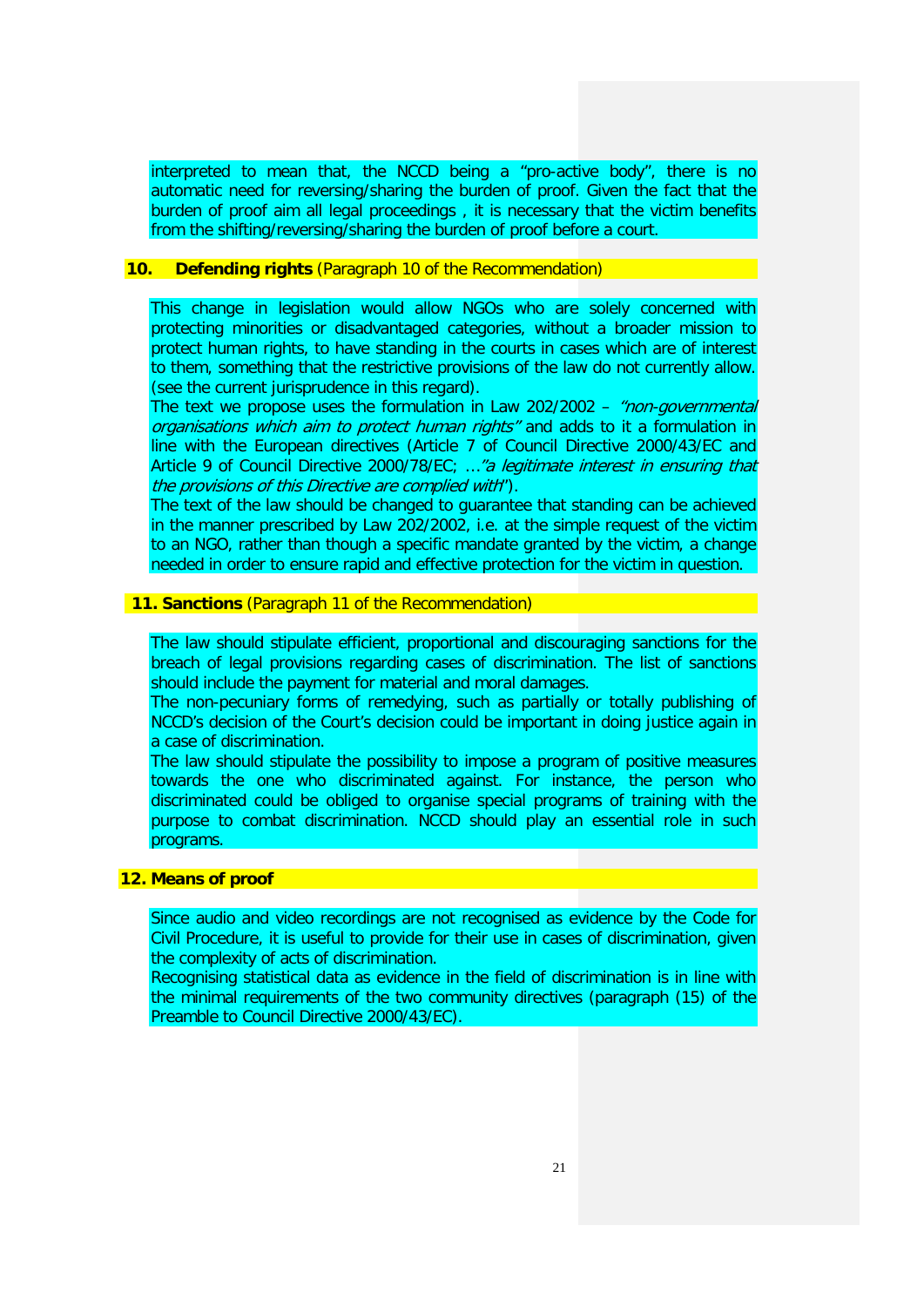interpreted to mean that, the NCCD being a "pro-active body", there is no automatic need for reversing/sharing the burden of proof. Given the fact that the burden of proof aim all legal proceedings , it is necessary that the victim benefits from the shifting/reversing/sharing the burden of proof before a court.

## 10. Defending rights (Paragraph 10 of the Recommendation)

This change in legislation would allow NGOs who are solely concerned with protecting minorities or disadvantaged categories, without a broader mission to protect human rights, to have standing in the courts in cases which are of interest to them, something that the restrictive provisions of the law do not currently allow. (see the current jurisprudence in this regard).

The text we propose uses the formulation in Law 202/2002 – *"non-governmental organisations which aim to protect human rights"* and adds to it a formulation in line with the European directives (Article 7 of Council Directive 2000/43/EC and Article 9 of Council Directive 2000/78/EC; …*"a legitimate interest in ensuring that the provisions of this Directive are complied with*").

The text of the law should be changed to guarantee that standing can be achieved in the manner prescribed by Law 202/2002, i.e. at the simple request of the victim to an NGO, rather than though a specific mandate granted by the victim, a change needed in order to ensure rapid and effective protection for the victim in question.

## 11. Sanctions (Paragraph 11 of the Recommendation)

The law should stipulate efficient, proportional and discouraging sanctions for the breach of legal provisions regarding cases of discrimination. The list of sanctions should include the payment for material and moral damages.

The non-pecuniary forms of remedying, such as partially or totally publishing of NCCD's decision of the Court's decision could be important in doing justice again in a case of discrimination.

The law should stipulate the possibility to impose a program of positive measures towards the one who discriminated against. For instance, the person who discriminated could be obliged to organise special programs of training with the purpose to combat discrimination. NCCD should play an essential role in such programs.

## 12. Means of proof

Since audio and video recordings are not recognised as evidence by the Code for Civil Procedure, it is useful to provide for their use in cases of discrimination, given the complexity of acts of discrimination.

Recognising statistical data as evidence in the field of discrimination is in line with the minimal requirements of the two community directives (paragraph (15) of the Preamble to Council Directive 2000/43/EC).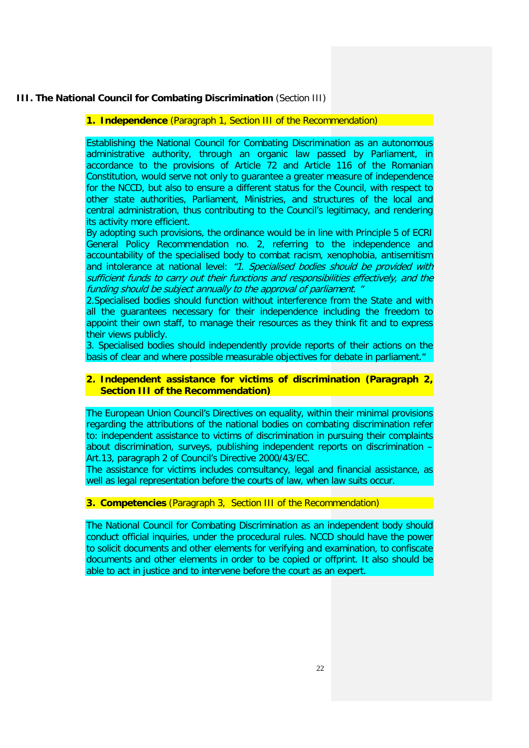## III. The National Council for Combating Discrimination (Section III)

### 1. Independence (Paragraph 1, Section III of the Recommendation)

Establishing the National Council for Combating Discrimination as an autonomous administrative authority, through an organic law passed by Parliament, in accordance to the provisions of Article 72 and Article 116 of the Romanian Constitution, would serve not only to guarantee a greater measure of independence for the NCCD, but also to ensure a different status for the Council, with respect to other state authorities, Parliament, Ministries, and structures of the local and central administration, thus contributing to the Council's legitimacy, and rendering its activity more efficient.

By adopting such provisions, the ordinance would be in line with Principle 5 of ECRI General Policy Recommendation no. 2, referring to the independence and accountability of the specialised body to combat racism, xenophobia, antisemitism and intolerance at national level: *"1. Specialised bodies should be provided with sufficient funds to carry out their functions and responsibilities effectively, and the funding should be subject annually to the approval of parliament. "*

2.Specialised bodies should function without interference from the State and with all the guarantees necessary for their independence including the freedom to appoint their own staff, to manage their resources as they think fit and to express their views publicly.

3. Specialised bodies should independently provide reports of their actions on the basis of clear and where possible measurable objectives for debate in parliament."

### 2. Independent assistance for victims of discrimination (Paragraph 2, Section III of the Recommendation)

The European Union Council's Directives on equality, within their minimal provisions regarding the attributions of the national bodies on combating discrimination refer to: independent assistance to victims of discrimination in pursuing their complaints about discrimination, surveys, publishing independent reports on discrimination – Art.13, paragraph 2 of Council's Directive 2000/43/EC.

The assistance for victims includes comsultancy, legal and financial assistance, as well as legal representation before the courts of law, when law suits occur.

### 3. Competencies (Paragraph 3, Section III of the Recommendation)

The National Council for Combating Discrimination as an independent body should conduct official inquiries, under the procedural rules. NCCD should have the power to solicit documents and other elements for verifying and examination, to confiscate documents and other elements in order to be copied or offprint. It also should be able to act in justice and to intervene before the court as an expert.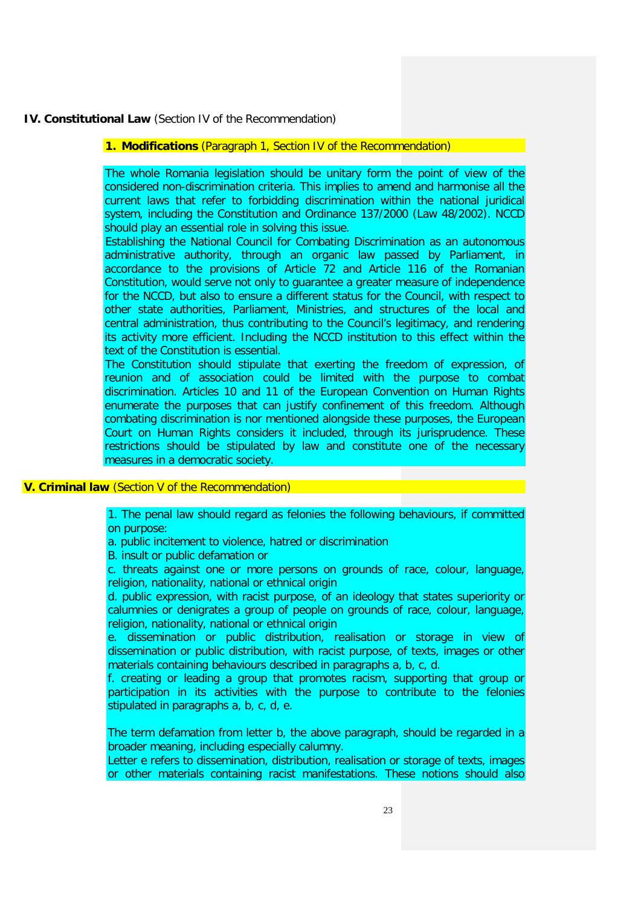## IV. Constitutional Law (Section IV of the Recommendation)

### 1. Modifications (Paragraph 1, Section IV of the Recommendation)

The whole Romania legislation should be unitary form the point of view of the considered non-discrimination criteria. This implies to amend and harmonise all the current laws that refer to forbidding discrimination within the national juridical system, including the Constitution and Ordinance 137/2000 (Law 48/2002). NCCD should play an essential role in solving this issue.

Establishing the National Council for Combating Discrimination as an autonomous administrative authority, through an organic law passed by Parliament, in accordance to the provisions of Article 72 and Article 116 of the Romanian Constitution, would serve not only to guarantee a greater measure of independence for the NCCD, but also to ensure a different status for the Council, with respect to other state authorities, Parliament, Ministries, and structures of the local and central administration, thus contributing to the Council's legitimacy, and rendering its activity more efficient. Including the NCCD institution to this effect within the text of the Constitution is essential.

The Constitution should stipulate that exerting the freedom of expression, of reunion and of association could be limited with the purpose to combat discrimination. Articles 10 and 11 of the European Convention on Human Rights enumerate the purposes that can justify confinement of this freedom. Although combating discrimination is nor mentioned alongside these purposes, the European Court on Human Rights considers it included, through its jurisprudence. These restrictions should be stipulated by law and constitute one of the necessary measures in a democratic society.

## V. Criminal law (Section V of the Recommendation)

1. The penal law should regard as felonies the following behaviours, if committed on purpose:

a. public incitement to violence, hatred or discrimination

B. insult or public defamation or

c. threats against one or more persons on grounds of race, colour, language, religion, nationality, national or ethnical origin

d. public expression, with racist purpose, of an ideology that states superiority or calumnies or denigrates a group of people on grounds of race, colour, language, religion, nationality, national or ethnical origin

e. dissemination or public distribution, realisation or storage in view of dissemination or public distribution, with racist purpose, of texts, images or other materials containing behaviours described in paragraphs a, b, c, d.

f. creating or leading a group that promotes racism, supporting that group or participation in its activities with the purpose to contribute to the felonies stipulated in paragraphs a, b, c, d, e.

The term defamation from letter b, the above paragraph, should be regarded in a broader meaning, including especially calumny.

Letter e refers to dissemination, distribution, realisation or storage of texts, images or other materials containing racist manifestations. These notions should also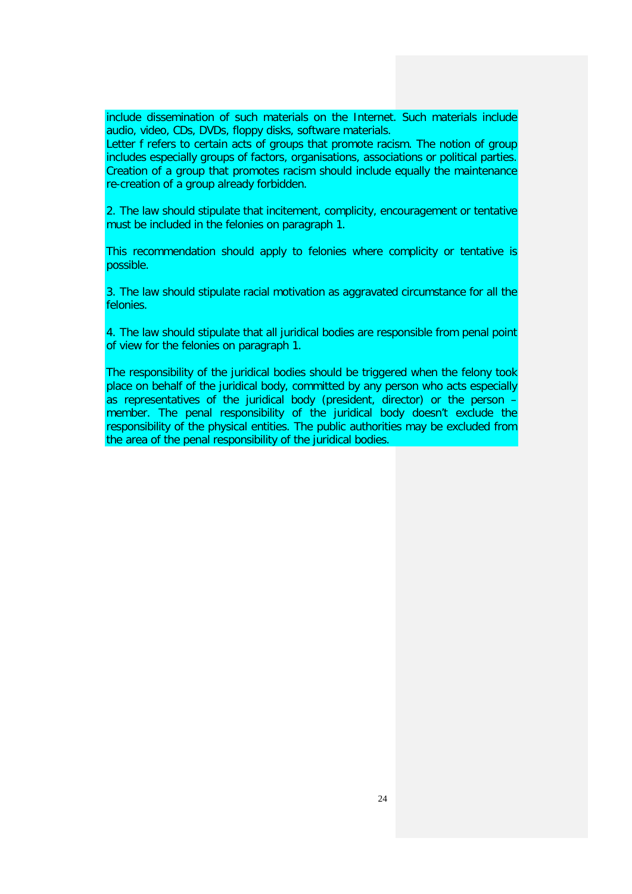include dissemination of such materials on the Internet. Such materials include audio, video, CDs, DVDs, floppy disks, software materials.
Letter f refers to certain acts of groups that promote racism. The notion of group includes especially groups of factors, organisations, associations or political parties. Creation of a group that promotes racism should include equally the maintenance re-creation of a group already forbidden.

2. The law should stipulate that incitement, complicity, encouragement or tentative must be included in the felonies on paragraph 1.

This recommendation should apply to felonies where complicity or tentative is possible.

3. The law should stipulate racial motivation as aggravated circumstance for all the felonies.

4. The law should stipulate that all juridical bodies are responsible from penal point of view for the felonies on paragraph 1.

The responsibility of the juridical bodies should be triggered when the felony took place on behalf of the juridical body, committed by any person who acts especially as representatives of the juridical body (president, director) or the person – member. The penal responsibility of the juridical body doesn't exclude the responsibility of the physical entities. The public authorities may be excluded from the area of the penal responsibility of the juridical bodies.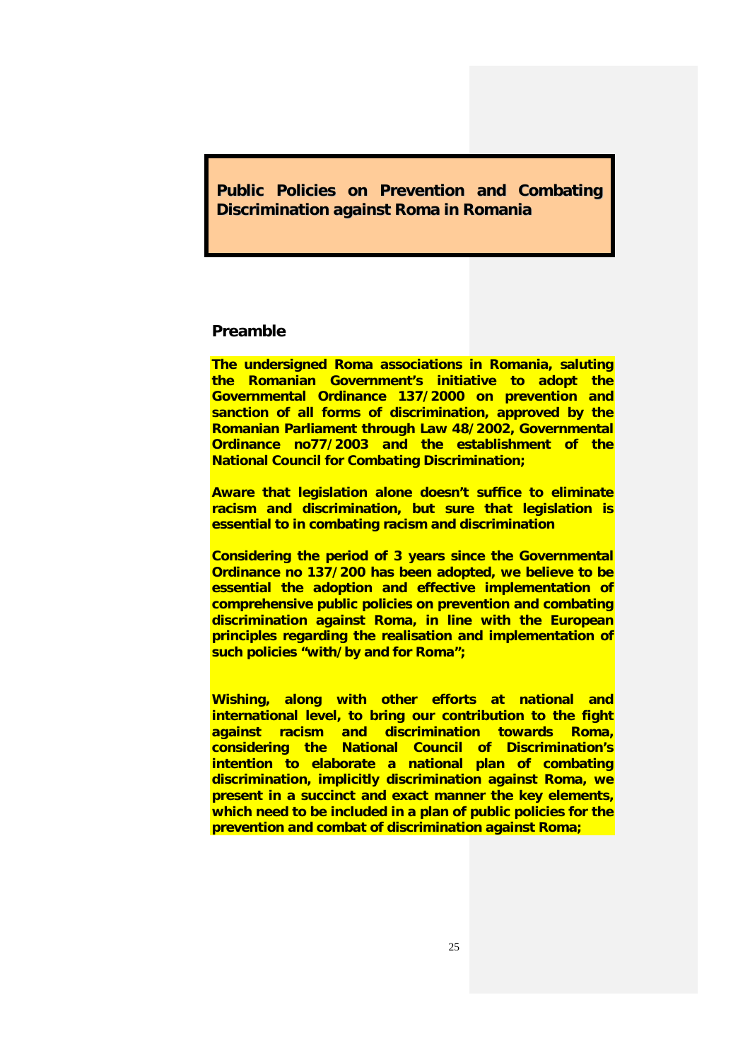# Public Policies on Prevention and Combating Discrimination against Roma in Romania

## Preamble

**The undersigned Roma associations in Romania, saluting the Romanian Government's initiative to adopt the Governmental Ordinance 137/2000 on prevention and sanction of all forms of discrimination, approved by the Romanian Parliament through Law 48/2002, Governmental Ordinance no77/2003 and the establishment of the National Council for Combating Discrimination;**

**Aware that legislation alone doesn't suffice to eliminate racism and discrimination, but sure that legislation is essential to in combating racism and discrimination**

**Considering the period of 3 years since the Governmental Ordinance no 137/200 has been adopted, we believe to be essential the adoption and effective implementation of comprehensive public policies on prevention and combating discrimination against Roma, in line with the European principles regarding the realisation and implementation of such policies "with/by and for Roma";**

**Wishing, along with other efforts at national and international level, to bring our contribution to the fight against racism and discrimination towards Roma, considering the National Council of Discrimination's intention to elaborate a national plan of combating discrimination, implicitly discrimination against Roma, we present in a succinct and exact manner the key elements, which need to be included in a plan of public policies for the prevention and combat of discrimination against Roma;**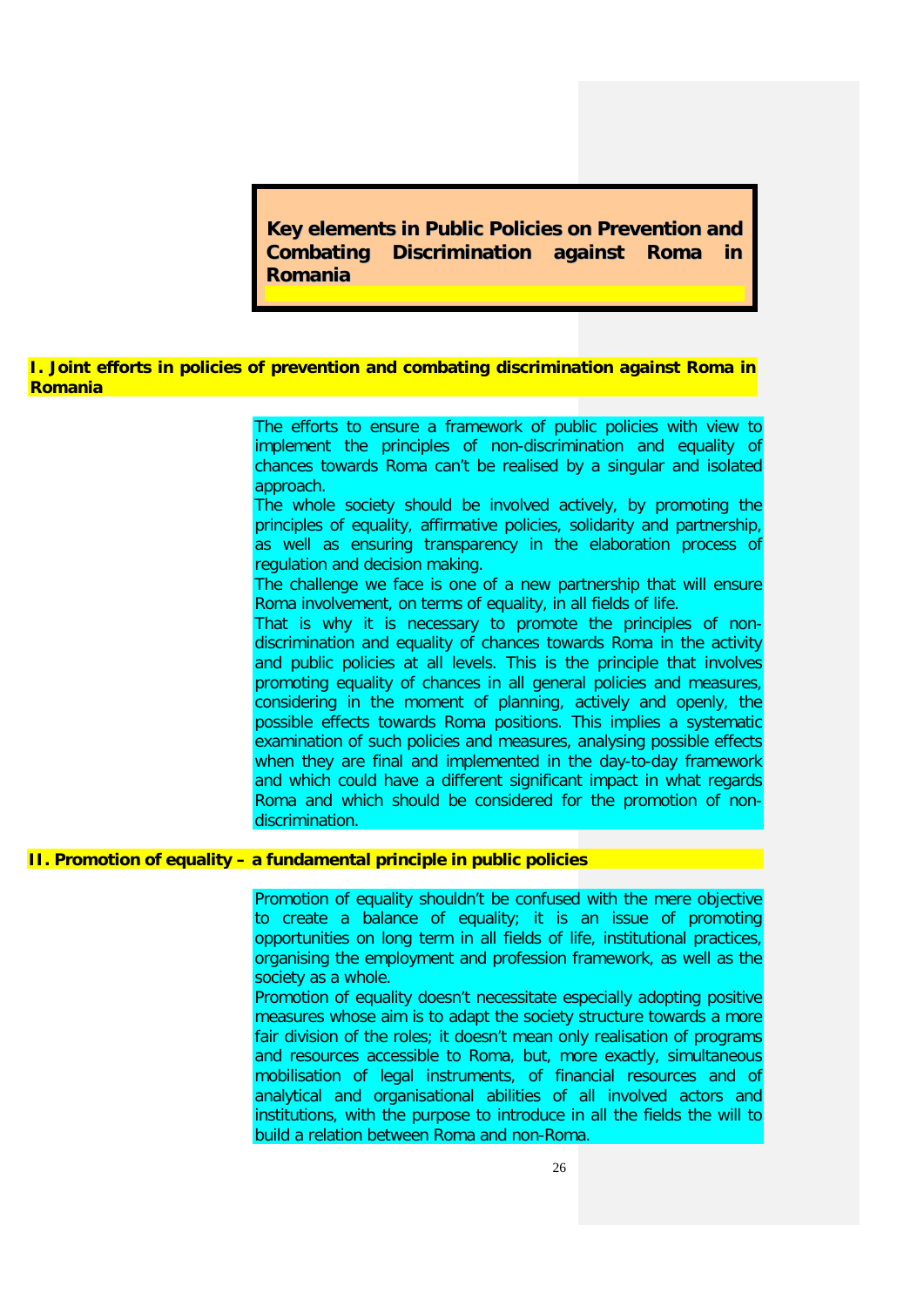# Key elements in Public Policies on Prevention and Combating Discrimination against Roma in Romania

## I. Joint efforts in policies of prevention and combating discrimination against Roma in Romania

The efforts to ensure a framework of public policies with view to implement the principles of non-discrimination and equality of chances towards Roma can't be realised by a singular and isolated approach.

The whole society should be involved actively, by promoting the principles of equality, affirmative policies, solidarity and partnership, as well as ensuring transparency in the elaboration process of regulation and decision making.

The challenge we face is one of a new partnership that will ensure Roma involvement, on terms of equality, in all fields of life.

That is why it is necessary to promote the principles of non-discrimination and equality of chances towards Roma in the activity and public policies at all levels. This is the principle that involves promoting equality of chances in all general policies and measures, considering in the moment of planning, actively and openly, the possible effects towards Roma positions. This implies a systematic examination of such policies and measures, analysing possible effects when they are final and implemented in the day-to-day framework and which could have a different significant impact in what regards Roma and which should be considered for the promotion of non-discrimination.

## II. Promotion of equality – a fundamental principle in public policies

Promotion of equality shouldn't be confused with the mere objective to create a balance of equality; it is an issue of promoting opportunities on long term in all fields of life, institutional practices, organising the employment and profession framework, as well as the society as a whole.

Promotion of equality doesn't necessitate especially adopting positive measures whose aim is to adapt the society structure towards a more fair division of the roles; it doesn't mean only realisation of programs and resources accessible to Roma, but, more exactly, simultaneous mobilisation of legal instruments, of financial resources and of analytical and organisational abilities of all involved actors and institutions, with the purpose to introduce in all the fields the will to build a relation between Roma and non-Roma.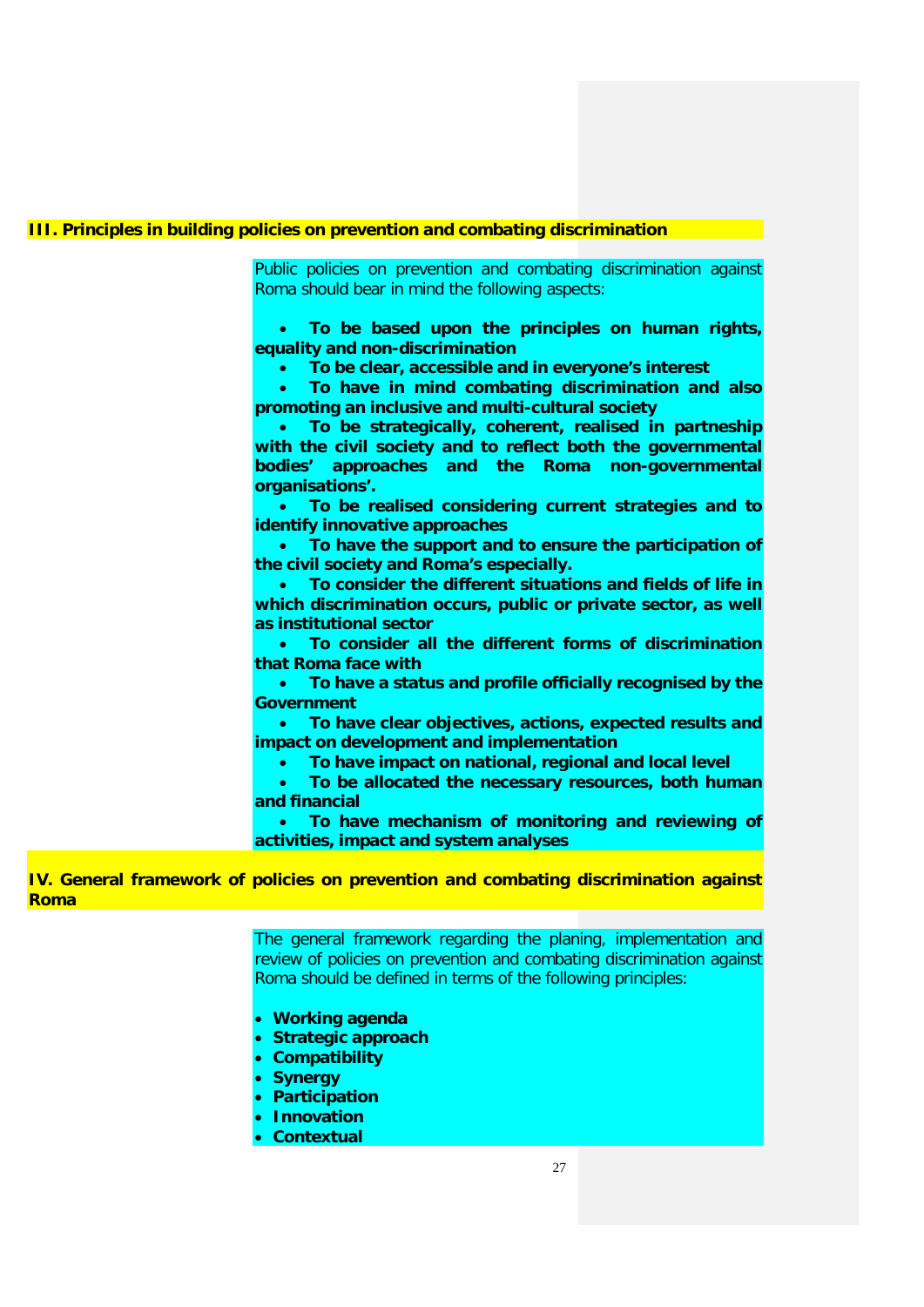## III. Principles in building policies on prevention and combating discrimination

Public policies on prevention and combating discrimination against Roma should bear in mind the following aspects:

- **To be based upon the principles on human rights, equality and non-discrimination**
- **To be clear, accessible and in everyone's interest**
- **To have in mind combating discrimination and also promoting an inclusive and multi-cultural society**
- **To be strategically, coherent, realised in partneship with the civil society and to reflect both the governmental bodies' approaches and the Roma non-governmental organisations'.**
- **To be realised considering current strategies and to identify innovative approaches**
- **To have the support and to ensure the participation of the civil society and Roma's especially.**
- **To consider the different situations and fields of life in which discrimination occurs, public or private sector, as well as institutional sector**
- **To consider all the different forms of discrimination that Roma face with**
- **To have a status and profile officially recognised by the Government**
- **To have clear objectives, actions, expected results and impact on development and implementation**
- **To have impact on national, regional and local level**
- **To be allocated the necessary resources, both human and financial**
- **To have mechanism of monitoring and reviewing of activities, impact and system analyses**

## IV. General framework of policies on prevention and combating discrimination against Roma

The general framework regarding the planing, implementation and review of policies on prevention and combating discrimination against Roma should be defined in terms of the following principles:

- **Working agenda**
- **Strategic approach**
- **Compatibility**
- **Synergy**
- **Participation**
- **Innovation**
- **Contextual**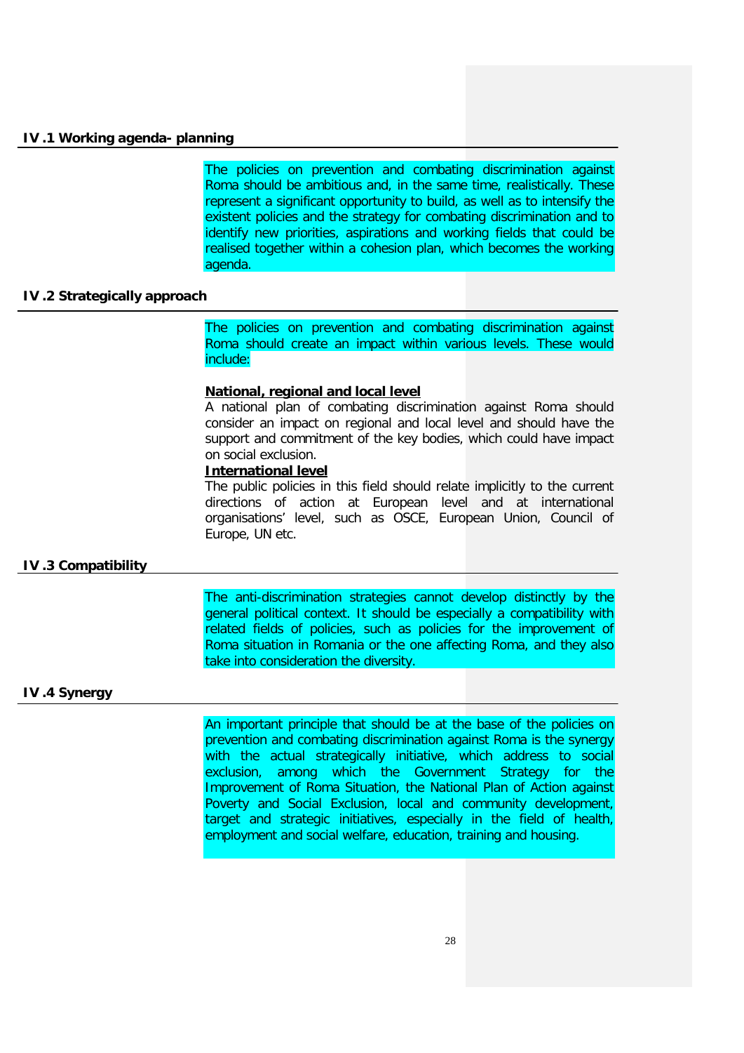## IV.1 Working agenda- planning

The policies on prevention and combating discrimination against Roma should be ambitious and, in the same time, realistically. These represent a significant opportunity to build, as well as to intensify the existent policies and the strategy for combating discrimination and to identify new priorities, aspirations and working fields that could be realised together within a cohesion plan, which becomes the working agenda.

## IV.2 Strategically approach

The policies on prevention and combating discrimination against Roma should create an impact within various levels. These would include:

**National, regional and local level**

A national plan of combating discrimination against Roma should consider an impact on regional and local level and should have the support and commitment of the key bodies, which could have impact on social exclusion.

**International level**

The public policies in this field should relate implicitly to the current directions of action at European level and at international organisations' level, such as OSCE, European Union, Council of Europe, UN etc.

## IV.3 Compatibility

The anti-discrimination strategies cannot develop distinctly by the general political context. It should be especially a compatibility with related fields of policies, such as policies for the improvement of Roma situation in Romania or the one affecting Roma, and they also take into consideration the diversity.

## IV.4 Synergy

An important principle that should be at the base of the policies on prevention and combating discrimination against Roma is the synergy with the actual strategically initiative, which address to social exclusion, among which the Government Strategy for the Improvement of Roma Situation, the National Plan of Action against Poverty and Social Exclusion, local and community development, target and strategic initiatives, especially in the field of health, employment and social welfare, education, training and housing.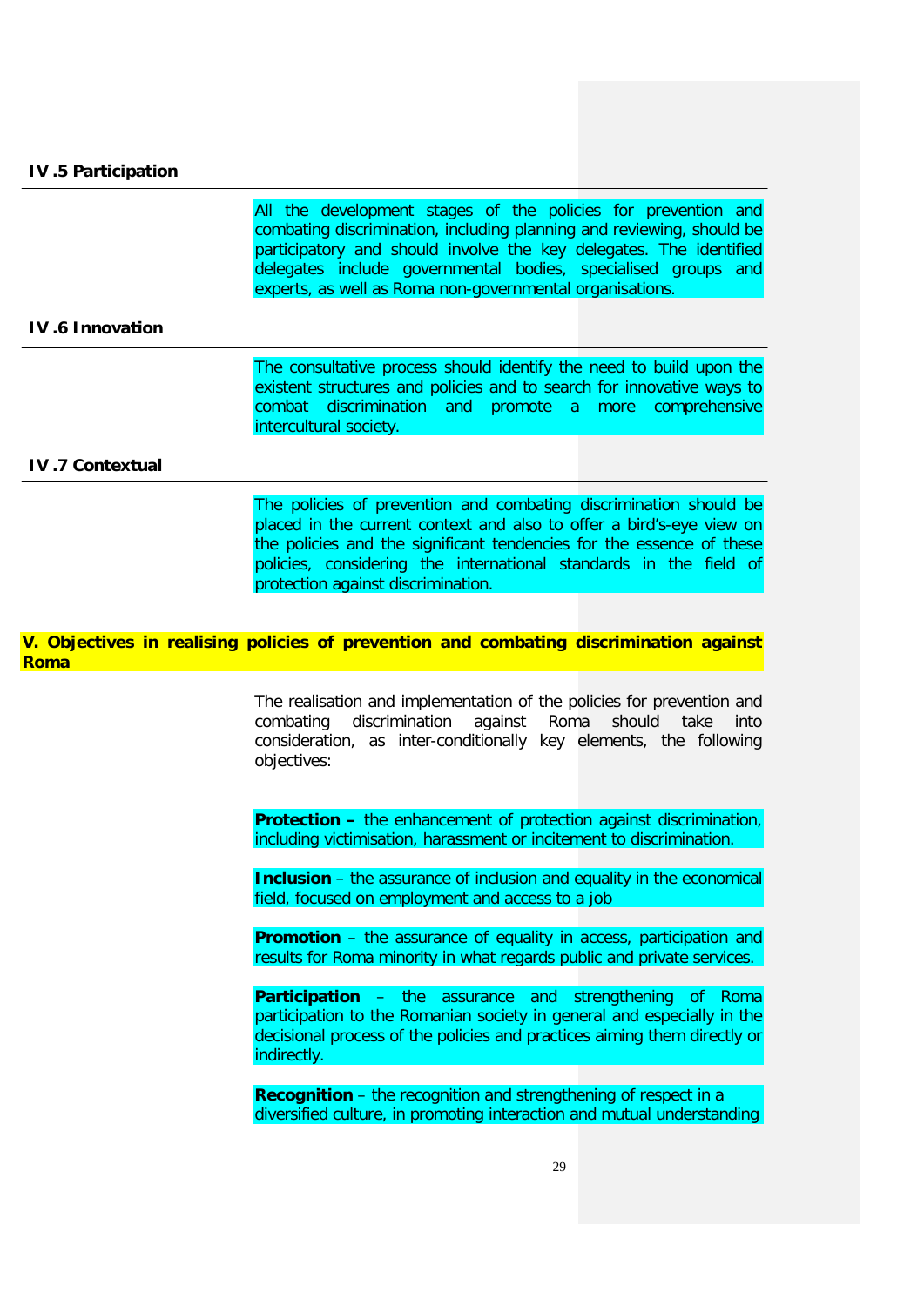### IV.5 Participation

All the development stages of the policies for prevention and combating discrimination, including planning and reviewing, should be participatory and should involve the key delegates. The identified delegates include governmental bodies, specialised groups and experts, as well as Roma non-governmental organisations.

### IV.6 Innovation

The consultative process should identify the need to build upon the existent structures and policies and to search for innovative ways to combat discrimination and promote a more comprehensive intercultural society.

### IV.7 Contextual

The policies of prevention and combating discrimination should be placed in the current context and also to offer a bird's-eye view on the policies and the significant tendencies for the essence of these policies, considering the international standards in the field of protection against discrimination.

## V. Objectives in realising policies of prevention and combating discrimination against Roma

The realisation and implementation of the policies for prevention and combating discrimination against Roma should take into consideration, as inter-conditionally key elements, the following objectives:

**Protection –** the enhancement of protection against discrimination, including victimisation, harassment or incitement to discrimination.

**Inclusion** – the assurance of inclusion and equality in the economical field, focused on employment and access to a job

**Promotion** – the assurance of equality in access, participation and results for Roma minority in what regards public and private services.

**Participation** – the assurance and strengthening of Roma participation to the Romanian society in general and especially in the decisional process of the policies and practices aiming them directly or indirectly.

**Recognition** – the recognition and strengthening of respect in a diversified culture, in promoting interaction and mutual understanding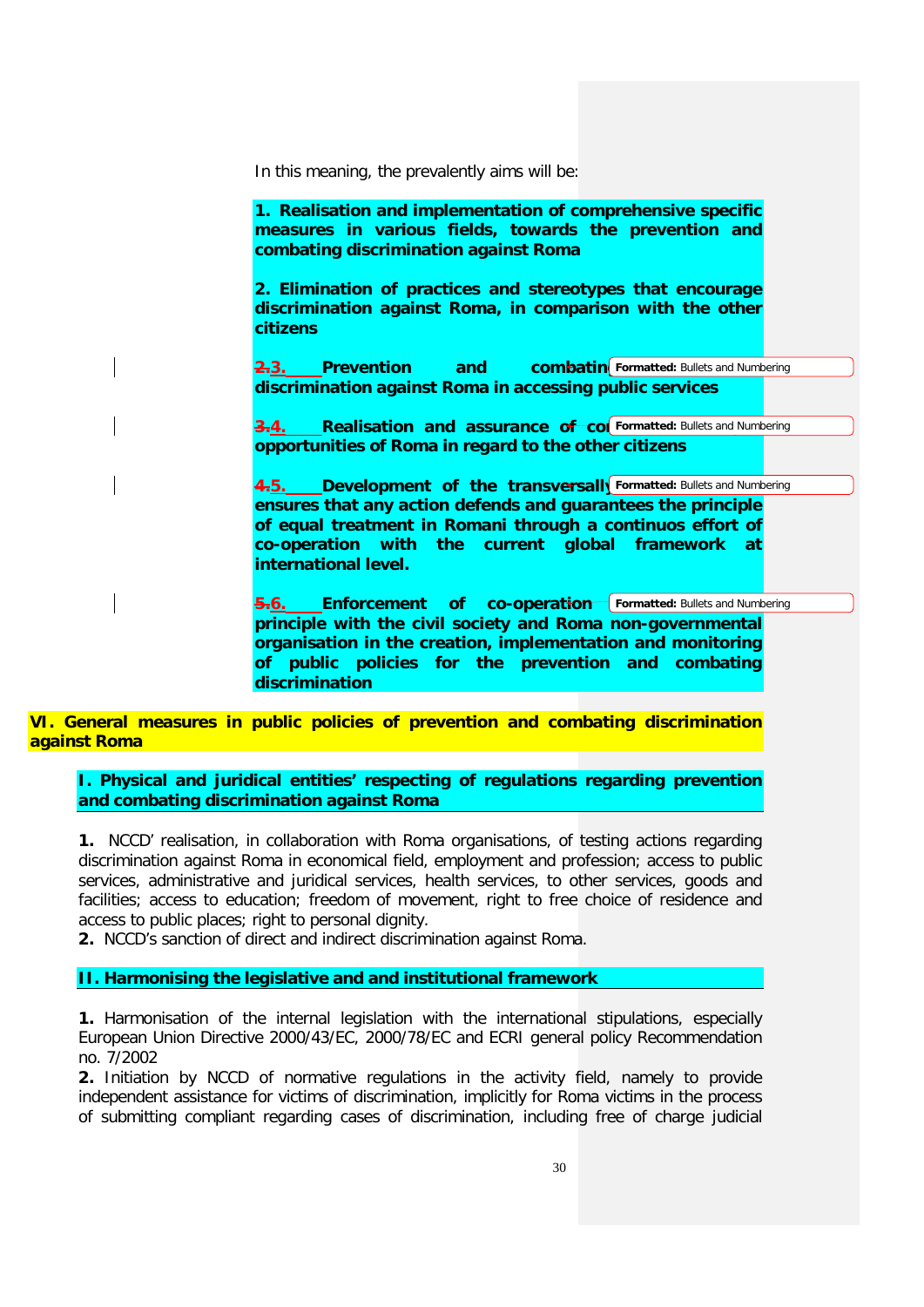In this meaning, the prevalently aims will be:

**1. Realisation and implementation of comprehensive specific measures in various fields, towards the prevention and combating discrimination against Roma**

**2. Elimination of practices and stereotypes that encourage discrimination against Roma, in comparison with the other citizens**

**3. Prevention and combatin discrimination against Roma in accessing public services**

**4. Realisation and assurance of co opportunities of Roma in regard to the other citizens**

**5. Development of the transversally ensures that any action defends and guarantees the principle of equal treatment in Romani through a continuos effort of co-operation with the current global framework at international level.**

**6. Enforcement of co-operation principle with the civil society and Roma non-governmental organisation in the creation, implementation and monitoring of public policies for the prevention and combating discrimination**

## VI. General measures in public policies of prevention and combating discrimination against Roma

### I. Physical and juridical entities' respecting of regulations regarding prevention and combating discrimination against Roma

**1.** NCCD' realisation, in collaboration with Roma organisations, of testing actions regarding discrimination against Roma in economical field, employment and profession; access to public services, administrative and juridical services, health services, to other services, goods and facilities; access to education; freedom of movement, right to free choice of residence and access to public places; right to personal dignity.

**2.** NCCD's sanction of direct and indirect discrimination against Roma.

### II. Harmonising the legislative and and institutional framework

**1.** Harmonisation of the internal legislation with the international stipulations, especially European Union Directive 2000/43/EC, 2000/78/EC and ECRI general policy Recommendation no. 7/2002

**2.** Initiation by NCCD of normative regulations in the activity field, namely to provide independent assistance for victims of discrimination, implicitly for Roma victims in the process of submitting compliant regarding cases of discrimination, including free of charge judicial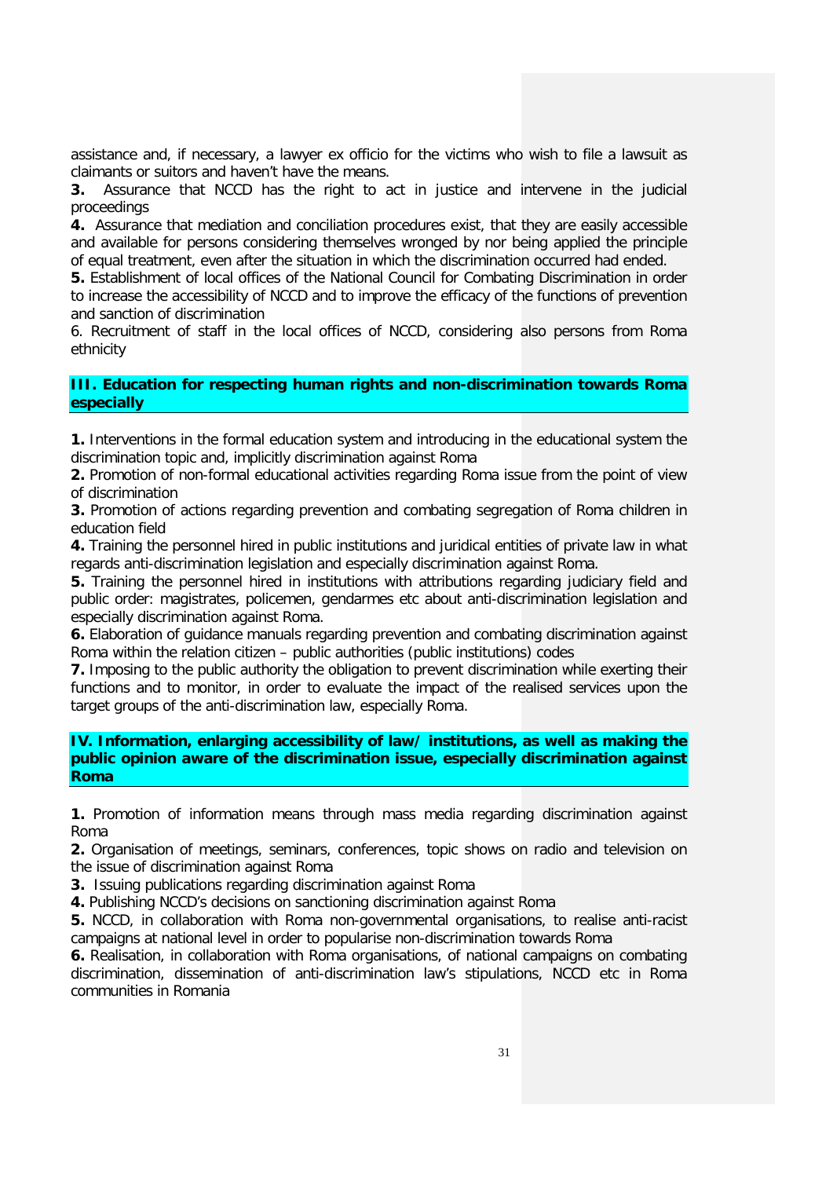assistance and, if necessary, a lawyer ex officio for the victims who wish to file a lawsuit as claimants or suitors and haven't have the means.

**3.** Assurance that NCCD has the right to act in justice and intervene in the judicial proceedings

**4.** Assurance that mediation and conciliation procedures exist, that they are easily accessible and available for persons considering themselves wronged by nor being applied the principle of equal treatment, even after the situation in which the discrimination occurred had ended.

**5.** Establishment of local offices of the National Council for Combating Discrimination in order to increase the accessibility of NCCD and to improve the efficacy of the functions of prevention and sanction of discrimination

6. Recruitment of staff in the local offices of NCCD, considering also persons from Roma ethnicity

### III. Education for respecting human rights and non-discrimination towards Roma especially

**1.** Interventions in the formal education system and introducing in the educational system the discrimination topic and, implicitly discrimination against Roma

**2.** Promotion of non-formal educational activities regarding Roma issue from the point of view of discrimination

**3.** Promotion of actions regarding prevention and combating segregation of Roma children in education field

**4.** Training the personnel hired in public institutions and juridical entities of private law in what regards anti-discrimination legislation and especially discrimination against Roma.

**5.** Training the personnel hired in institutions with attributions regarding judiciary field and public order: magistrates, policemen, gendarmes etc about anti-discrimination legislation and especially discrimination against Roma.

**6.** Elaboration of guidance manuals regarding prevention and combating discrimination against Roma within the relation citizen – public authorities (public institutions) codes

**7.** Imposing to the public authority the obligation to prevent discrimination while exerting their functions and to monitor, in order to evaluate the impact of the realised services upon the target groups of the anti-discrimination law, especially Roma.

### IV. Information, enlarging accessibility of law/ institutions, as well as making the public opinion aware of the discrimination issue, especially discrimination against Roma

**1.** Promotion of information means through mass media regarding discrimination against Roma

**2.** Organisation of meetings, seminars, conferences, topic shows on radio and television on the issue of discrimination against Roma

**3.** Issuing publications regarding discrimination against Roma

**4.** Publishing NCCD's decisions on sanctioning discrimination against Roma

**5.** NCCD, in collaboration with Roma non-governmental organisations, to realise anti-racist campaigns at national level in order to popularise non-discrimination towards Roma

**6.** Realisation, in collaboration with Roma organisations, of national campaigns on combating discrimination, dissemination of anti-discrimination law's stipulations, NCCD etc in Roma communities in Romania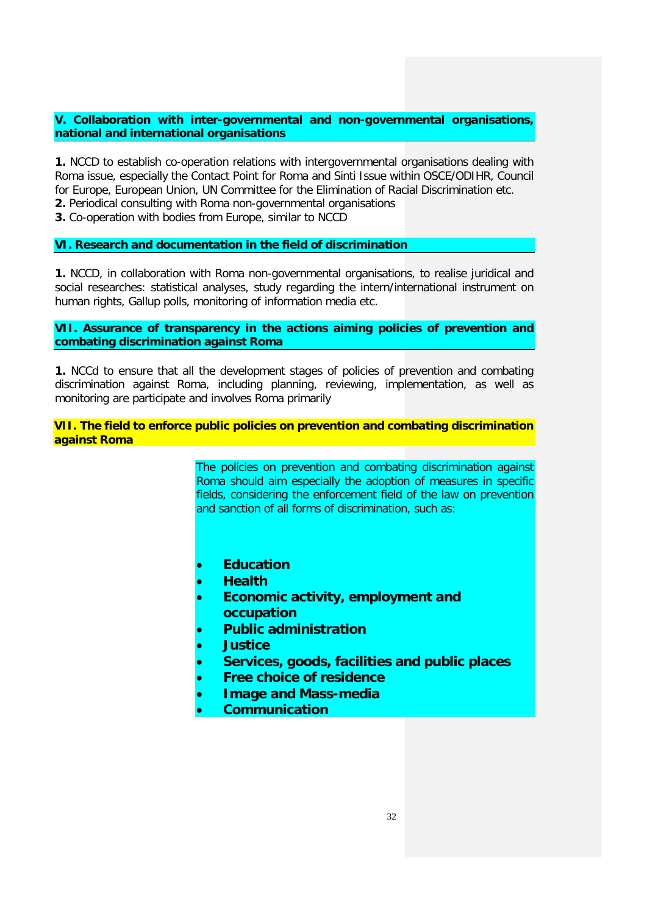## V. Collaboration with inter-governmental and non-governmental organisations, national and international organisations

**1.** NCCD to establish co-operation relations with intergovernmental organisations dealing with Roma issue, especially the Contact Point for Roma and Sinti Issue within OSCE/ODIHR, Council for Europe, European Union, UN Committee for the Elimination of Racial Discrimination etc.
**2.** Periodical consulting with Roma non-governmental organisations
**3.** Co-operation with bodies from Europe, similar to NCCD

## VI. Research and documentation in the field of discrimination

**1.** NCCD, in collaboration with Roma non-governmental organisations, to realise juridical and social researches: statistical analyses, study regarding the intern/international instrument on human rights, Gallup polls, monitoring of information media etc.

## VII. Assurance of transparency in the actions aiming policies of prevention and combating discrimination against Roma

**1.** NCCd to ensure that all the development stages of policies of prevention and combating discrimination against Roma, including planning, reviewing, implementation, as well as monitoring are participate and involves Roma primarily

## VII. The field to enforce public policies on prevention and combating discrimination against Roma

The policies on prevention and combating discrimination against Roma should aim especially the adoption of measures in specific fields, considering the enforcement field of the law on prevention and sanction of all forms of discrimination, such as:

- **Education**
- **Health**
- **Economic activity, employment and occupation**
- **Public administration**
- **Justice**
- **Services, goods, facilities and public places**
- **Free choice of residence**
- **Image and Mass-media**
- **Communication**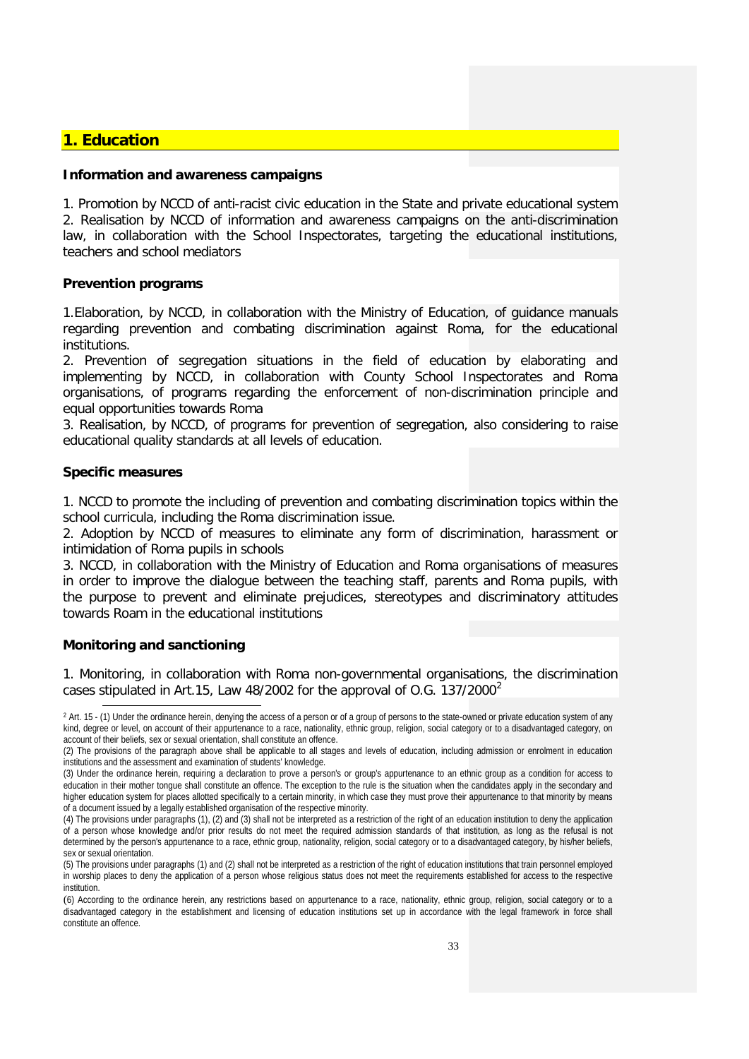## 1. Education

### Information and awareness campaigns

1. Promotion by NCCD of anti-racist civic education in the State and private educational system
2. Realisation by NCCD of information and awareness campaigns on the anti-discrimination law, in collaboration with the School Inspectorates, targeting the educational institutions, teachers and school mediators

### Prevention programs

1. Elaboration, by NCCD, in collaboration with the Ministry of Education, of guidance manuals regarding prevention and combating discrimination against Roma, for the educational institutions.
2. Prevention of segregation situations in the field of education by elaborating and implementing by NCCD, in collaboration with County School Inspectorates and Roma organisations, of programs regarding the enforcement of non-discrimination principle and equal opportunities towards Roma
3. Realisation, by NCCD, of programs for prevention of segregation, also considering to raise educational quality standards at all levels of education.

### Specific measures

1. NCCD to promote the including of prevention and combating discrimination topics within the school curricula, including the Roma discrimination issue.
2. Adoption by NCCD of measures to eliminate any form of discrimination, harassment or intimidation of Roma pupils in schools
3. NCCD, in collaboration with the Ministry of Education and Roma organisations of measures in order to improve the dialogue between the teaching staff, parents and Roma pupils, with the purpose to prevent and eliminate prejudices, stereotypes and discriminatory attitudes towards Roam in the educational institutions

### Monitoring and sanctioning

1. Monitoring, in collaboration with Roma non-governmental organisations, the discrimination cases stipulated in Art.15, Law 48/2002 for the approval of O.G. 137/2000[2]

---

[2] Art. 15 - (1) Under the ordinance herein, denying the access of a person or of a group of persons to the state-owned or private education system of any kind, degree or level, on account of their appurtenance to a race, nationality, ethnic group, religion, social category or to a disadvantaged category, on account of their beliefs, sex or sexual orientation, shall constitute an offence.

(2) The provisions of the paragraph above shall be applicable to all stages and levels of education, including admission or enrolment in education institutions and the assessment and examination of students' knowledge.

(3) Under the ordinance herein, requiring a declaration to prove a person's or group's appurtenance to an ethnic group as a condition for access to education in their mother tongue shall constitute an offence. The exception to the rule is the situation when the candidates apply in the secondary and higher education system for places allotted specifically to a certain minority, in which case they must prove their appurtenance to that minority by means of a document issued by a legally established organisation of the respective minority.

(4) The provisions under paragraphs (1), (2) and (3) shall not be interpreted as a restriction of the right of an education institution to deny the application of a person whose knowledge and/or prior results do not meet the required admission standards of that institution, as long as the refusal is not determined by the person's appurtenance to a race, ethnic group, nationality, religion, social category or to a disadvantaged category, by his/her beliefs, sex or sexual orientation.

(5) The provisions under paragraphs (1) and (2) shall not be interpreted as a restriction of the right of education institutions that train personnel employed in worship places to deny the application of a person whose religious status does not meet the requirements established for access to the respective institution.

(6) According to the ordinance herein, any restrictions based on appurtenance to a race, nationality, ethnic group, religion, social category or to a disadvantaged category in the establishment and licensing of education institutions set up in accordance with the legal framework in force shall constitute an offence.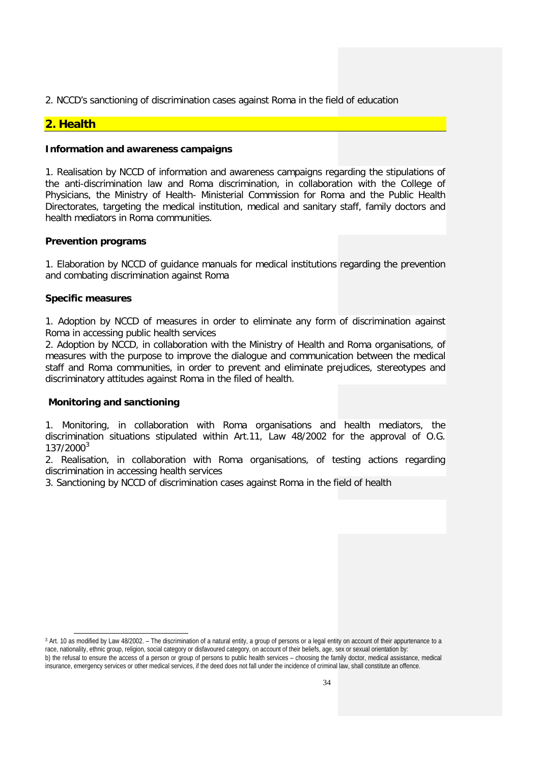2. NCCD's sanctioning of discrimination cases against Roma in the field of education

## 2. Health

**Information and awareness campaigns**

1. Realisation by NCCD of information and awareness campaigns regarding the stipulations of the anti-discrimination law and Roma discrimination, in collaboration with the College of Physicians, the Ministry of Health- Ministerial Commission for Roma and the Public Health Directorates, targeting the medical institution, medical and sanitary staff, family doctors and health mediators in Roma communities.

**Prevention programs**

1. Elaboration by NCCD of guidance manuals for medical institutions regarding the prevention and combating discrimination against Roma

**Specific measures**

1. Adoption by NCCD of measures in order to eliminate any form of discrimination against Roma in accessing public health services
2. Adoption by NCCD, in collaboration with the Ministry of Health and Roma organisations, of measures with the purpose to improve the dialogue and communication between the medical staff and Roma communities, in order to prevent and eliminate prejudices, stereotypes and discriminatory attitudes against Roma in the filed of health.

**Monitoring and sanctioning**

1. Monitoring, in collaboration with Roma organisations and health mediators, the discrimination situations stipulated within Art.11, Law 48/2002 for the approval of O.G. 137/2000[3]
2. Realisation, in collaboration with Roma organisations, of testing actions regarding discrimination in accessing health services
3. Sanctioning by NCCD of discrimination cases against Roma in the field of health

[3] Art. 10 as modified by Law 48/2002. – The discrimination of a natural entity, a group of persons or a legal entity on account of their appurtenance to a race, nationality, ethnic group, religion, social category or disfavoured category, on account of their beliefs, age, sex or sexual orientation by:
b) the refusal to ensure the access of a person or group of persons to public health services – choosing the family doctor, medical assistance, medical insurance, emergency services or other medical services, if the deed does not fall under the incidence of criminal law, shall constitute an offence.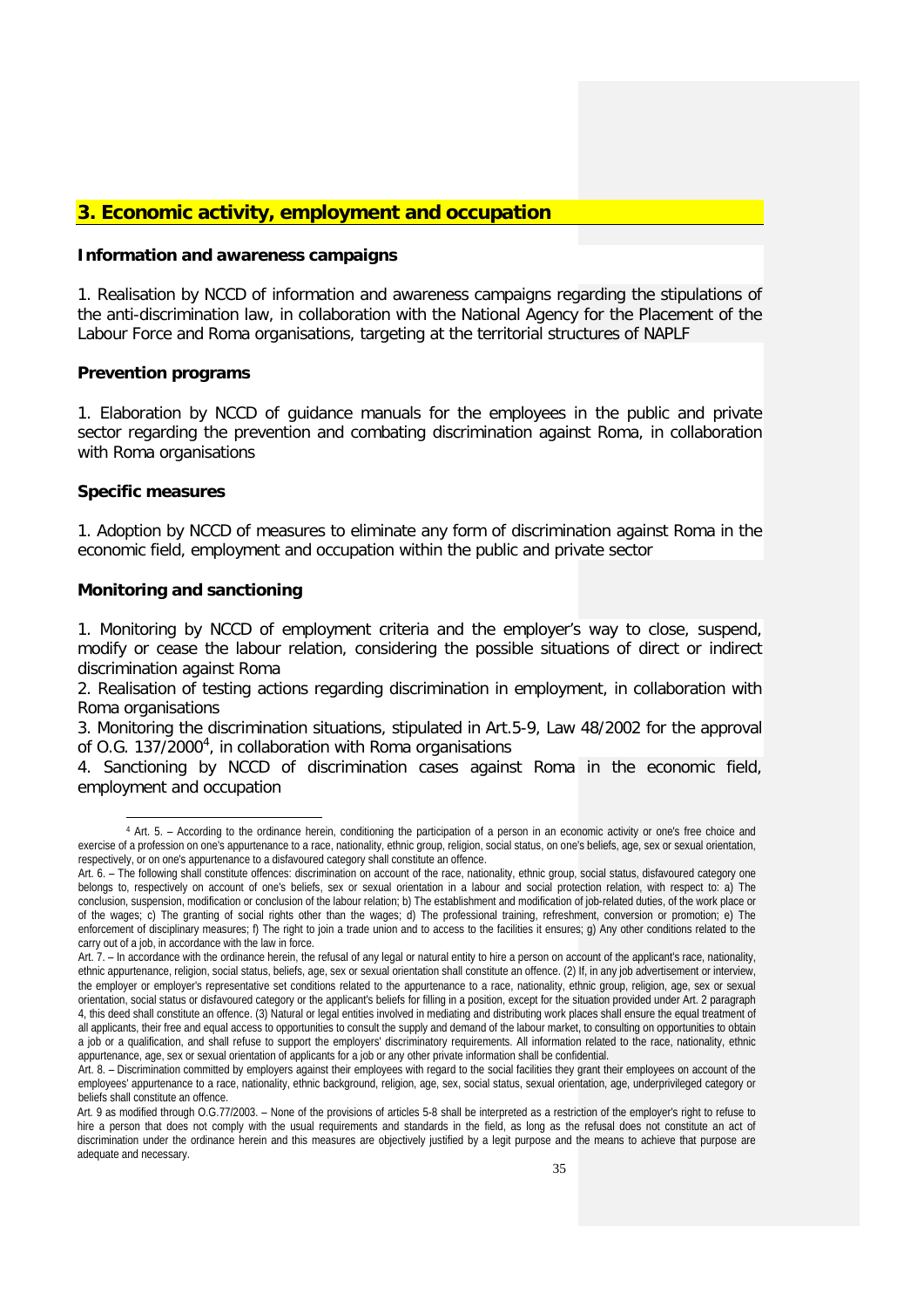## 3. Economic activity, employment and occupation

**Information and awareness campaigns**

1. Realisation by NCCD of information and awareness campaigns regarding the stipulations of the anti-discrimination law, in collaboration with the National Agency for the Placement of the Labour Force and Roma organisations, targeting at the territorial structures of NAPLF

**Prevention programs**

1. Elaboration by NCCD of guidance manuals for the employees in the public and private sector regarding the prevention and combating discrimination against Roma, in collaboration with Roma organisations

**Specific measures**

1. Adoption by NCCD of measures to eliminate any form of discrimination against Roma in the economic field, employment and occupation within the public and private sector

**Monitoring and sanctioning**

1. Monitoring by NCCD of employment criteria and the employer's way to close, suspend, modify or cease the labour relation, considering the possible situations of direct or indirect discrimination against Roma
2. Realisation of testing actions regarding discrimination in employment, in collaboration with Roma organisations
3. Monitoring the discrimination situations, stipulated in Art.5-9, Law 48/2002 for the approval of O.G. 137/2000[4], in collaboration with Roma organisations
4. Sanctioning by NCCD of discrimination cases against Roma in the economic field, employment and occupation

---

[4] Art. 5. – According to the ordinance herein, conditioning the participation of a person in an economic activity or one's free choice and exercise of a profession on one's appurtenance to a race, nationality, ethnic group, religion, social status, on one's beliefs, age, sex or sexual orientation, respectively, or on one's appurtenance to a disfavoured category shall constitute an offence.

Art. 6. – The following shall constitute offences: discrimination on account of the race, nationality, ethnic group, social status, disfavoured category one belongs to, respectively on account of one's beliefs, sex or sexual orientation in a labour and social protection relation, with respect to: a) The conclusion, suspension, modification or conclusion of the labour relation; b) The establishment and modification of job-related duties, of the work place or of the wages; c) The granting of social rights other than the wages; d) The professional training, refreshment, conversion or promotion; e) The enforcement of disciplinary measures; f) The right to join a trade union and to access to the facilities it ensures; g) Any other conditions related to the carry out of a job, in accordance with the law in force.

Art. 7. – In accordance with the ordinance herein, the refusal of any legal or natural entity to hire a person on account of the applicant's race, nationality, ethnic appurtenance, religion, social status, beliefs, age, sex or sexual orientation shall constitute an offence. (2) If, in any job advertisement or interview, the employer or employer's representative set conditions related to the appurtenance to a race, nationality, ethnic group, religion, age, sex or sexual orientation, social status or disfavoured category or the applicant's beliefs for filling in a position, except for the situation provided under Art. 2 paragraph 4, this deed shall constitute an offence. (3) Natural or legal entities involved in mediating and distributing work places shall ensure the equal treatment of all applicants, their free and equal access to opportunities to consult the supply and demand of the labour market, to consulting on opportunities to obtain a job or a qualification, and shall refuse to support the employers' discriminatory requirements. All information related to the race, nationality, ethnic appurtenance, age, sex or sexual orientation of applicants for a job or any other private information shall be confidential.

Art. 8. – Discrimination committed by employers against their employees with regard to the social facilities they grant their employees on account of the employees' appurtenance to a race, nationality, ethnic background, religion, age, sex, social status, sexual orientation, age, underprivileged category or beliefs shall constitute an offence.

Art. 9 as modified through O.G.77/2003. – None of the provisions of articles 5-8 shall be interpreted as a restriction of the employer's right to refuse to hire a person that does not comply with the usual requirements and standards in the field, as long as the refusal does not constitute an act of discrimination under the ordinance herein and this measures are objectively justified by a legit purpose and the means to achieve that purpose are adequate and necessary.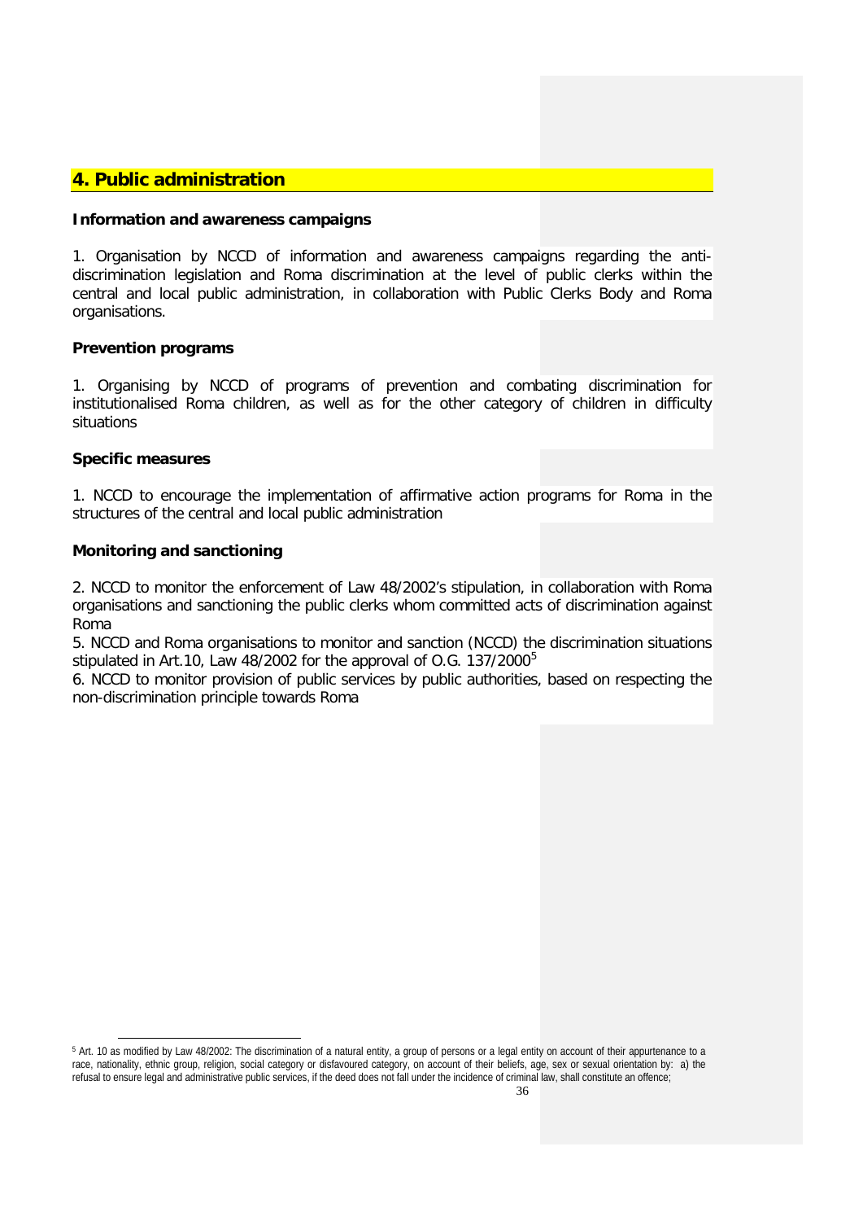## 4. Public administration

**Information and awareness campaigns**

1. Organisation by NCCD of information and awareness campaigns regarding the anti-discrimination legislation and Roma discrimination at the level of public clerks within the central and local public administration, in collaboration with Public Clerks Body and Roma organisations.

**Prevention programs**

1. Organising by NCCD of programs of prevention and combating discrimination for institutionalised Roma children, as well as for the other category of children in difficulty situations

**Specific measures**

1. NCCD to encourage the implementation of affirmative action programs for Roma in the structures of the central and local public administration

**Monitoring and sanctioning**

2. NCCD to monitor the enforcement of Law 48/2002's stipulation, in collaboration with Roma organisations and sanctioning the public clerks whom committed acts of discrimination against Roma

5. NCCD and Roma organisations to monitor and sanction (NCCD) the discrimination situations stipulated in Art.10, Law 48/2002 for the approval of O.G. 137/2000[5]

6. NCCD to monitor provision of public services by public authorities, based on respecting the non-discrimination principle towards Roma

[5] Art. 10 as modified by Law 48/2002: The discrimination of a natural entity, a group of persons or a legal entity on account of their appurtenance to a race, nationality, ethnic group, religion, social category or disfavoured category, on account of their beliefs, age, sex or sexual orientation by: a) the refusal to ensure legal and administrative public services, if the deed does not fall under the incidence of criminal law, shall constitute an offence;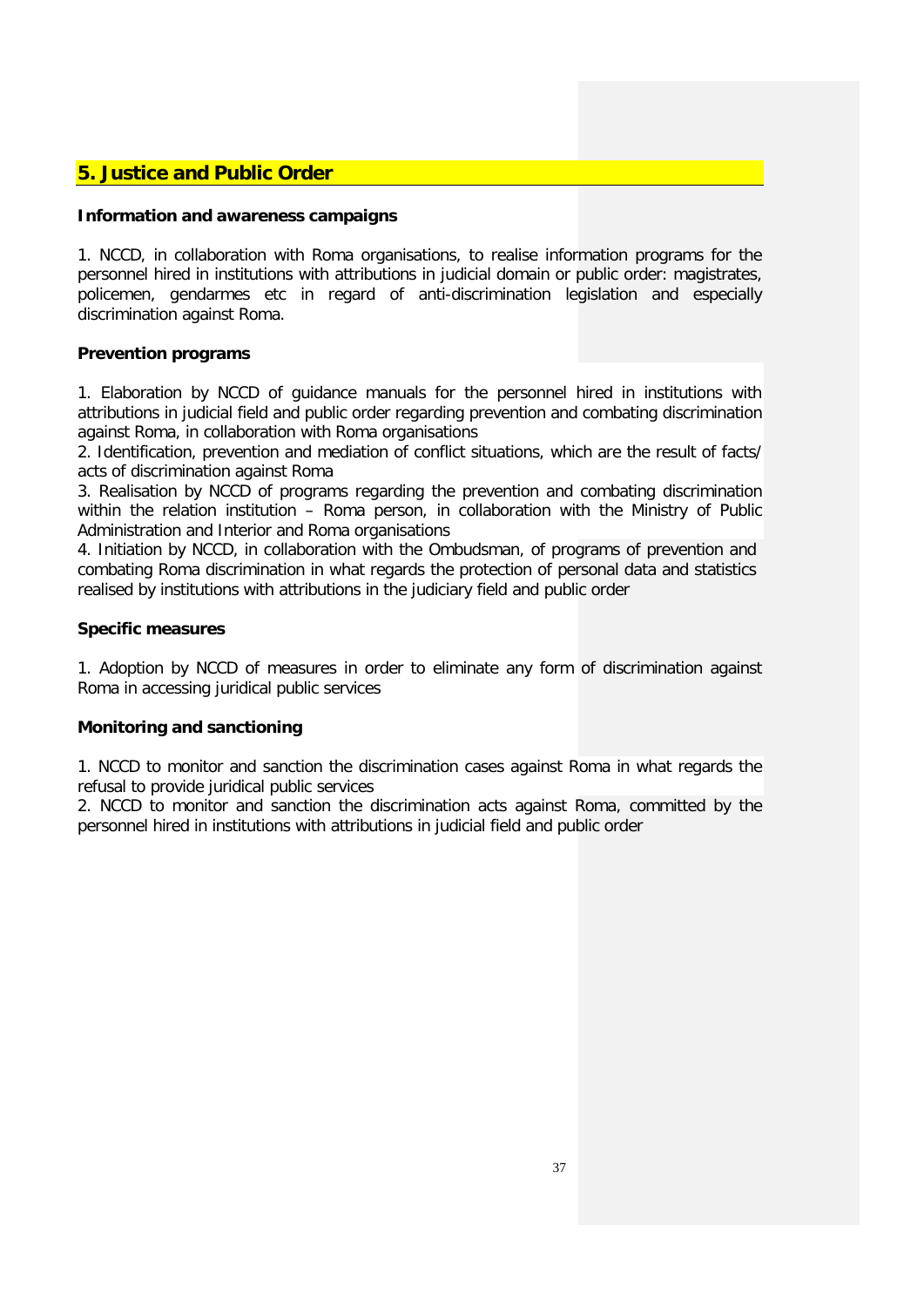## 5. Justice and Public Order

**Information and awareness campaigns**

1. NCCD, in collaboration with Roma organisations, to realise information programs for the personnel hired in institutions with attributions in judicial domain or public order: magistrates, policemen, gendarmes etc in regard of anti-discrimination legislation and especially discrimination against Roma.

**Prevention programs**

1. Elaboration by NCCD of guidance manuals for the personnel hired in institutions with attributions in judicial field and public order regarding prevention and combating discrimination against Roma, in collaboration with Roma organisations
2. Identification, prevention and mediation of conflict situations, which are the result of facts/ acts of discrimination against Roma
3. Realisation by NCCD of programs regarding the prevention and combating discrimination within the relation institution – Roma person, in collaboration with the Ministry of Public Administration and Interior and Roma organisations
4. Initiation by NCCD, in collaboration with the Ombudsman, of programs of prevention and combating Roma discrimination in what regards the protection of personal data and statistics realised by institutions with attributions in the judiciary field and public order

**Specific measures**

1. Adoption by NCCD of measures in order to eliminate any form of discrimination against Roma in accessing juridical public services

**Monitoring and sanctioning**

1. NCCD to monitor and sanction the discrimination cases against Roma in what regards the refusal to provide juridical public services
2. NCCD to monitor and sanction the discrimination acts against Roma, committed by the personnel hired in institutions with attributions in judicial field and public order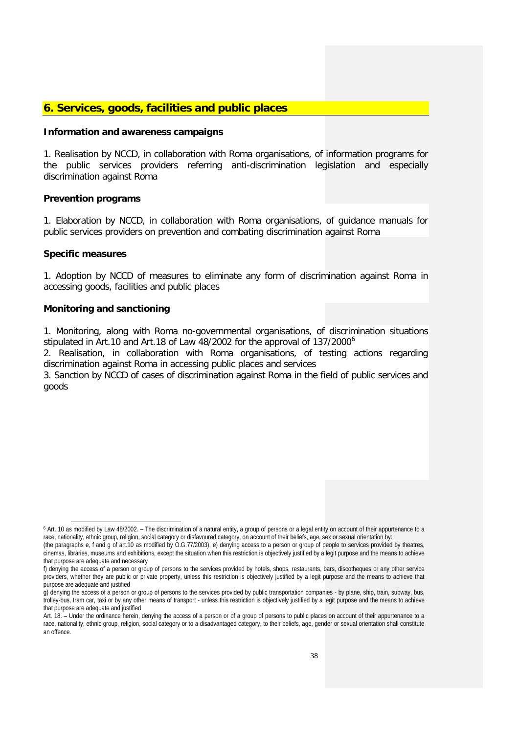## 6. Services, goods, facilities and public places

### Information and awareness campaigns

1. Realisation by NCCD, in collaboration with Roma organisations, of information programs for the public services providers referring anti-discrimination legislation and especially discrimination against Roma

### Prevention programs

1. Elaboration by NCCD, in collaboration with Roma organisations, of guidance manuals for public services providers on prevention and combating discrimination against Roma

### Specific measures

1. Adoption by NCCD of measures to eliminate any form of discrimination against Roma in accessing goods, facilities and public places

### Monitoring and sanctioning

1. Monitoring, along with Roma no-governmental organisations, of discrimination situations stipulated in Art.10 and Art.18 of Law 48/2002 for the approval of 137/2000[6]
2. Realisation, in collaboration with Roma organisations, of testing actions regarding discrimination against Roma in accessing public places and services
3. Sanction by NCCD of cases of discrimination against Roma in the field of public services and goods

---

[6] Art. 10 as modified by Law 48/2002. – The discrimination of a natural entity, a group of persons or a legal entity on account of their appurtenance to a race, nationality, ethnic group, religion, social category or disfavoured category, on account of their beliefs, age, sex or sexual orientation by:
(the paragraphs e, f and g of art.10 as modified by O.G.77/2003). e) denying access to a person or group of people to services provided by theatres, cinemas, libraries, museums and exhibitions, except the situation when this restriction is objectively justified by a legit purpose and the means to achieve that purpose are adequate and necessary
f) denying the access of a person or group of persons to the services provided by hotels, shops, restaurants, bars, discotheques or any other service providers, whether they are public or private property, unless this restriction is objectively justified by a legit purpose and the means to achieve that purpose are adequate and justified
g) denying the access of a person or group of persons to the services provided by public transportation companies - by plane, ship, train, subway, bus, trolley-bus, tram car, taxi or by any other means of transport - unless this restriction is objectively justified by a legit purpose and the means to achieve that purpose are adequate and justified
Art. 18. – Under the ordinance herein, denying the access of a person or of a group of persons to public places on account of their appurtenance to a race, nationality, ethnic group, religion, social category or to a disadvantaged category, to their beliefs, age, gender or sexual orientation shall constitute an offence.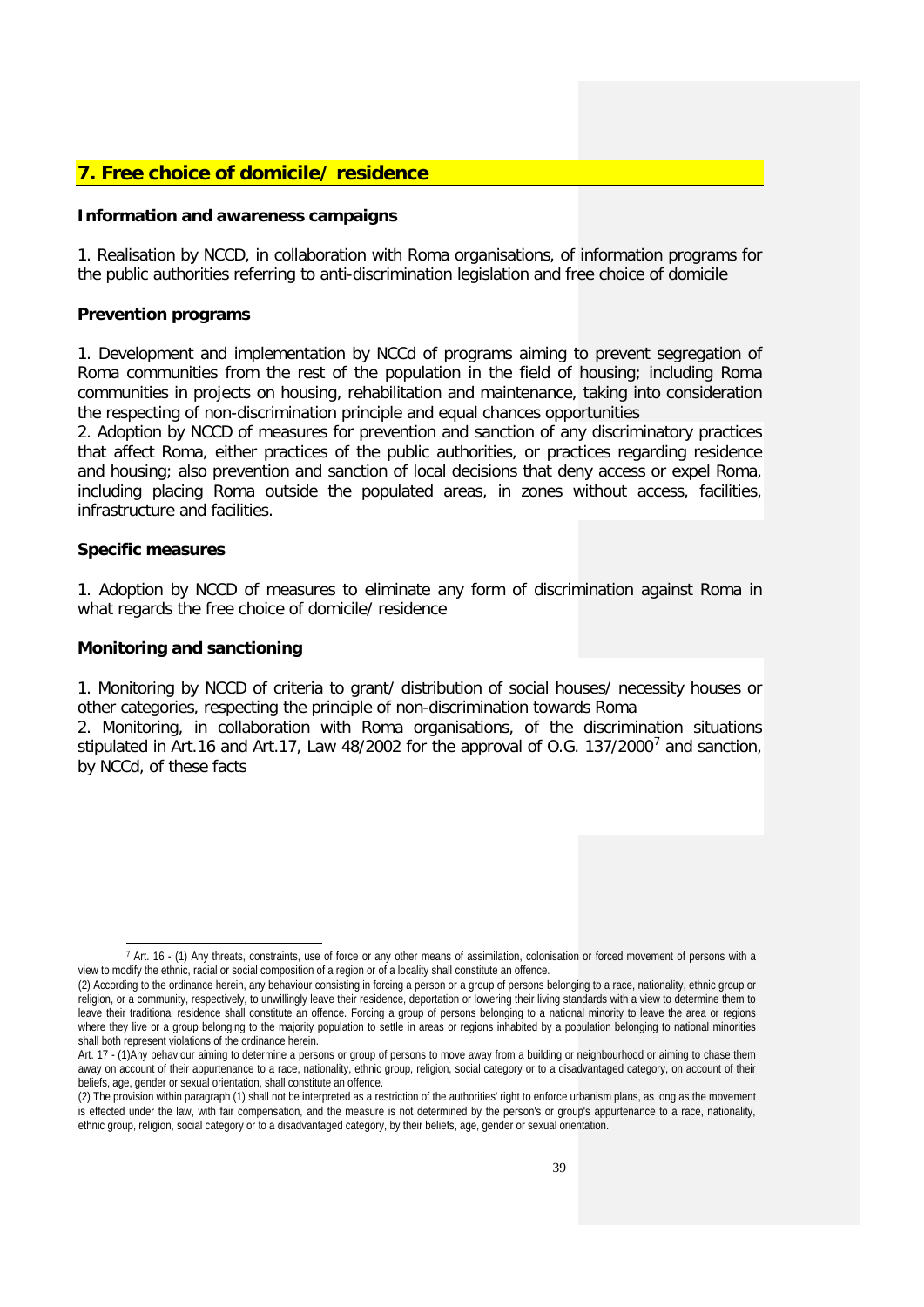## 7. Free choice of domicile/ residence

**Information and awareness campaigns**

1. Realisation by NCCD, in collaboration with Roma organisations, of information programs for the public authorities referring to anti-discrimination legislation and free choice of domicile

**Prevention programs**

1. Development and implementation by NCCd of programs aiming to prevent segregation of Roma communities from the rest of the population in the field of housing; including Roma communities in projects on housing, rehabilitation and maintenance, taking into consideration the respecting of non-discrimination principle and equal chances opportunities
2. Adoption by NCCD of measures for prevention and sanction of any discriminatory practices that affect Roma, either practices of the public authorities, or practices regarding residence and housing; also prevention and sanction of local decisions that deny access or expel Roma, including placing Roma outside the populated areas, in zones without access, facilities, infrastructure and facilities.

**Specific measures**

1. Adoption by NCCD of measures to eliminate any form of discrimination against Roma in what regards the free choice of domicile/ residence

**Monitoring and sanctioning**

1. Monitoring by NCCD of criteria to grant/ distribution of social houses/ necessity houses or other categories, respecting the principle of non-discrimination towards Roma
2. Monitoring, in collaboration with Roma organisations, of the discrimination situations stipulated in Art.16 and Art.17, Law 48/2002 for the approval of O.G. 137/2000[7] and sanction, by NCCd, of these facts

---

[7] Art. 16 - (1) Any threats, constraints, use of force or any other means of assimilation, colonisation or forced movement of persons with a view to modify the ethnic, racial or social composition of a region or of a locality shall constitute an offence.

(2) According to the ordinance herein, any behaviour consisting in forcing a person or a group of persons belonging to a race, nationality, ethnic group or religion, or a community, respectively, to unwillingly leave their residence, deportation or lowering their living standards with a view to determine them to leave their traditional residence shall constitute an offence. Forcing a group of persons belonging to a national minority to leave the area or regions where they live or a group belonging to the majority population to settle in areas or regions inhabited by a population belonging to national minorities shall both represent violations of the ordinance herein.

Art. 17 - (1)Any behaviour aiming to determine a persons or group of persons to move away from a building or neighbourhood or aiming to chase them away on account of their appurtenance to a race, nationality, ethnic group, religion, social category or to a disadvantaged category, on account of their beliefs, age, gender or sexual orientation, shall constitute an offence.

(2) The provision within paragraph (1) shall not be interpreted as a restriction of the authorities' right to enforce urbanism plans, as long as the movement is effected under the law, with fair compensation, and the measure is not determined by the person's or group's appurtenance to a race, nationality, ethnic group, religion, social category or to a disadvantaged category, by their beliefs, age, gender or sexual orientation.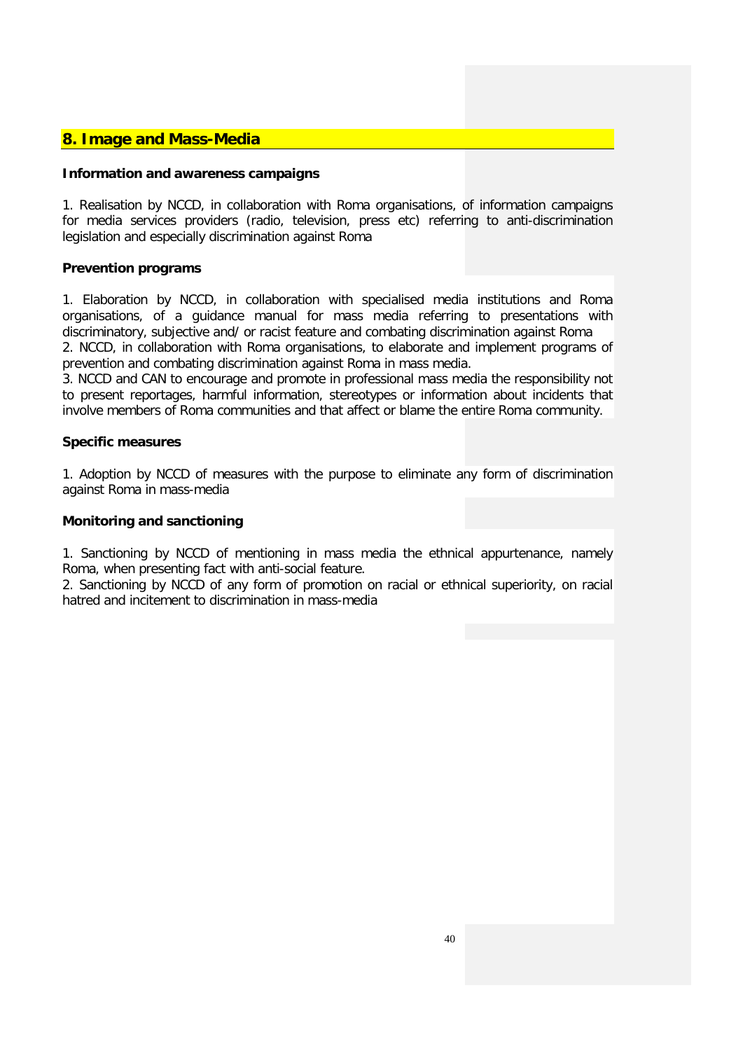## 8. Image and Mass-Media

**Information and awareness campaigns**

1. Realisation by NCCD, in collaboration with Roma organisations, of information campaigns for media services providers (radio, television, press etc) referring to anti-discrimination legislation and especially discrimination against Roma

**Prevention programs**

1. Elaboration by NCCD, in collaboration with specialised media institutions and Roma organisations, of a guidance manual for mass media referring to presentations with discriminatory, subjective and/ or racist feature and combating discrimination against Roma
2. NCCD, in collaboration with Roma organisations, to elaborate and implement programs of prevention and combating discrimination against Roma in mass media.
3. NCCD and CAN to encourage and promote in professional mass media the responsibility not to present reportages, harmful information, stereotypes or information about incidents that involve members of Roma communities and that affect or blame the entire Roma community.

**Specific measures**

1. Adoption by NCCD of measures with the purpose to eliminate any form of discrimination against Roma in mass-media

**Monitoring and sanctioning**

1. Sanctioning by NCCD of mentioning in mass media the ethnical appurtenance, namely Roma, when presenting fact with anti-social feature.
2. Sanctioning by NCCD of any form of promotion on racial or ethnical superiority, on racial hatred and incitement to discrimination in mass-media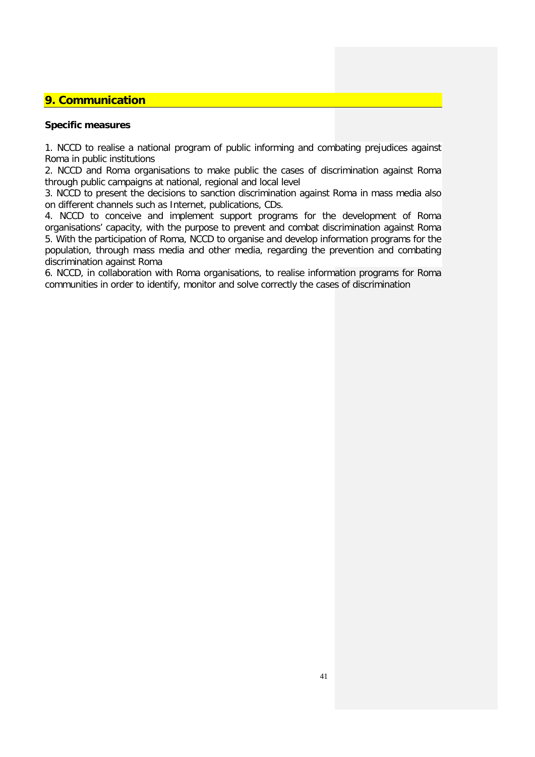## 9. Communication

**Specific measures**

1. NCCD to realise a national program of public informing and combating prejudices against Roma in public institutions
2. NCCD and Roma organisations to make public the cases of discrimination against Roma through public campaigns at national, regional and local level
3. NCCD to present the decisions to sanction discrimination against Roma in mass media also on different channels such as Internet, publications, CDs.
4. NCCD to conceive and implement support programs for the development of Roma organisations' capacity, with the purpose to prevent and combat discrimination against Roma
5. With the participation of Roma, NCCD to organise and develop information programs for the population, through mass media and other media, regarding the prevention and combating discrimination against Roma
6. NCCD, in collaboration with Roma organisations, to realise information programs for Roma communities in order to identify, monitor and solve correctly the cases of discrimination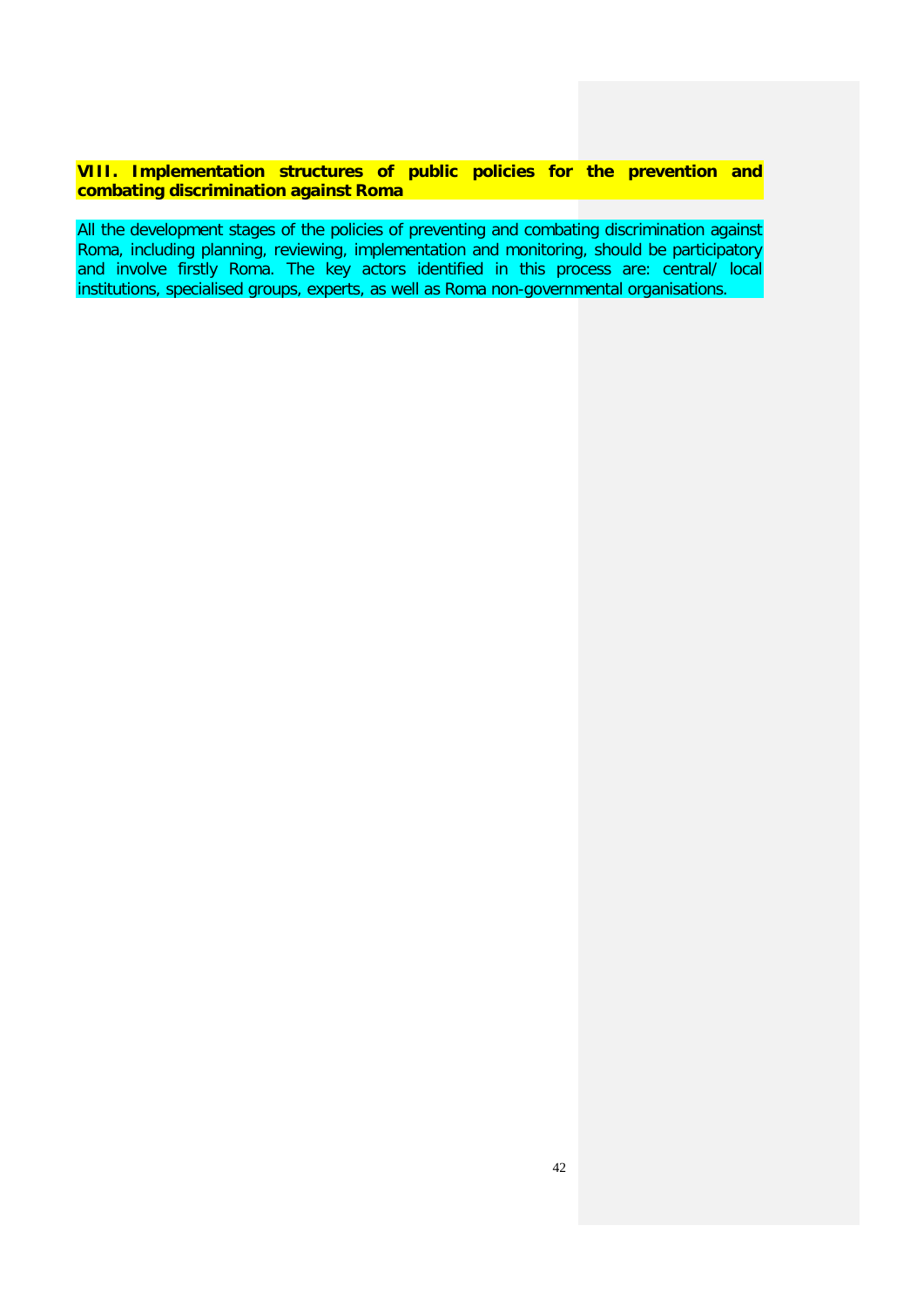## VIII. Implementation structures of public policies for the prevention and combating discrimination against Roma

All the development stages of the policies of preventing and combating discrimination against Roma, including planning, reviewing, implementation and monitoring, should be participatory and involve firstly Roma. The key actors identified in this process are: central/ local institutions, specialised groups, experts, as well as Roma non-governmental organisations.